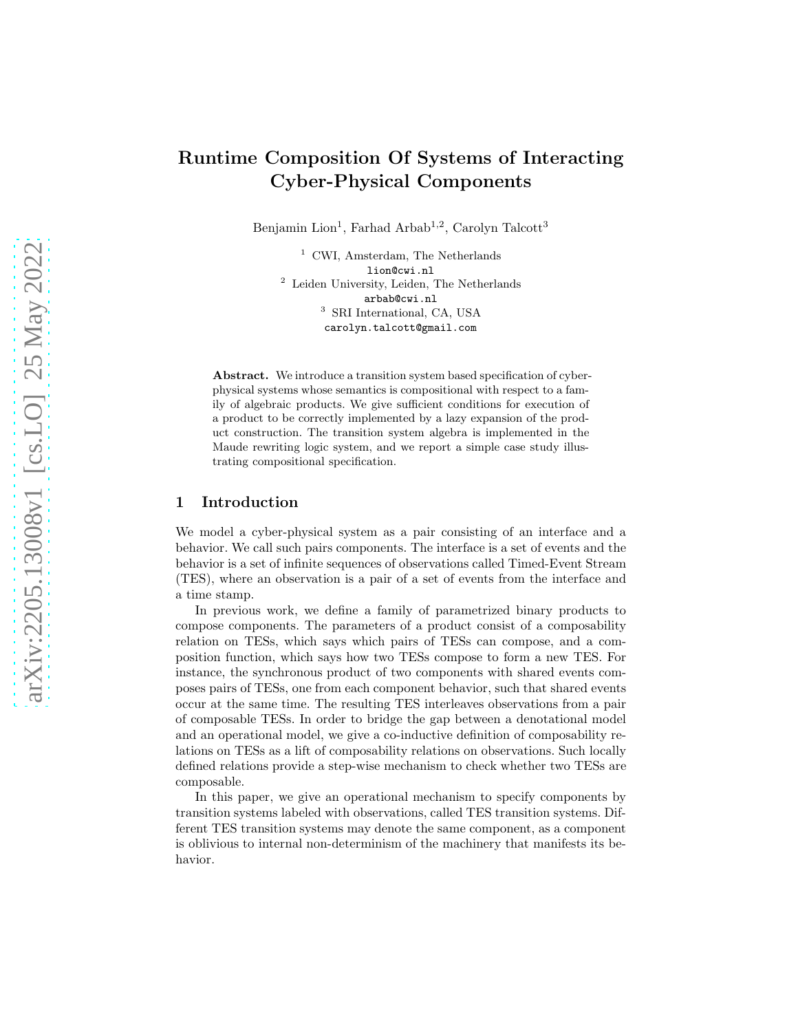# Runtime Composition Of Systems of Interacting Cyber-Physical Components

Benjamin Lion[1], Farhad Arbab[1,2], Carolyn Talcott[3]

[1] CWI, Amsterdam, The Netherlands
lion@cwi.nl
[2] Leiden University, Leiden, The Netherlands
arbab@cwi.nl
[3] SRI International, CA, USA
carolyn.talcott@gmail.com

**Abstract.** We introduce a transition system based specification of cyber-physical systems whose semantics is compositional with respect to a family of algebraic products. We give sufficient conditions for execution of a product to be correctly implemented by a lazy expansion of the product construction. The transition system algebra is implemented in the Maude rewriting logic system, and we report a simple case study illustrating compositional specification.

## 1 Introduction

We model a cyber-physical system as a pair consisting of an interface and a behavior. We call such pairs components. The interface is a set of events and the behavior is a set of infinite sequences of observations called Timed-Event Stream (TES), where an observation is a pair of a set of events from the interface and a time stamp.

In previous work, we define a family of parametrized binary products to compose components. The parameters of a product consist of a composability relation on TESs, which says which pairs of TESs can compose, and a composition function, which says how two TESs compose to form a new TES. For instance, the synchronous product of two components with shared events composes pairs of TESs, one from each component behavior, such that shared events occur at the same time. The resulting TES interleaves observations from a pair of composable TESs. In order to bridge the gap between a denotational model and an operational model, we give a co-inductive definition of composability relations on TESs as a lift of composability relations on observations. Such locally defined relations provide a step-wise mechanism to check whether two TESs are composable.

In this paper, we give an operational mechanism to specify components by transition systems labeled with observations, called TES transition systems. Different TES transition systems may denote the same component, as a component is oblivious to internal non-determinism of the machinery that manifests its behavior.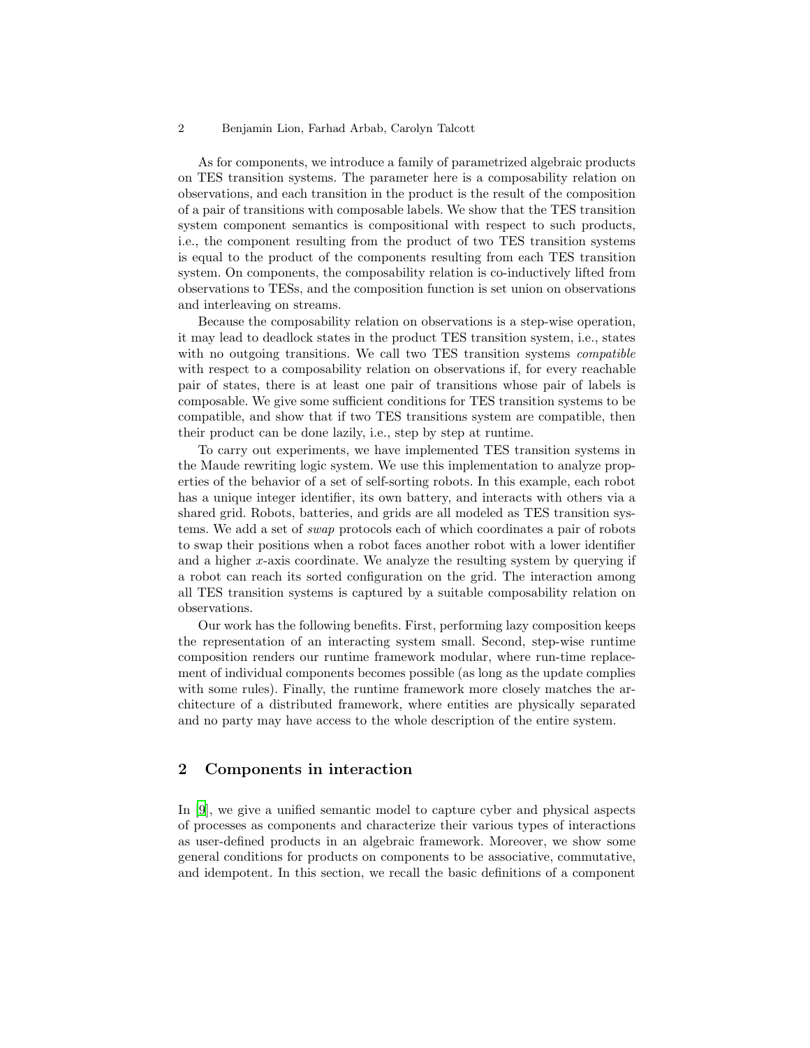As for components, we introduce a family of parametrized algebraic products on TES transition systems. The parameter here is a composability relation on observations, and each transition in the product is the result of the composition of a pair of transitions with composable labels. We show that the TES transition system component semantics is compositional with respect to such products, i.e., the component resulting from the product of two TES transition systems is equal to the product of the components resulting from each TES transition system. On components, the composability relation is co-inductively lifted from observations to TESs, and the composition function is set union on observations and interleaving on streams.

Because the composability relation on observations is a step-wise operation, it may lead to deadlock states in the product TES transition system, i.e., states with no outgoing transitions. We call two TES transition systems *compatible* with respect to a composability relation on observations if, for every reachable pair of states, there is at least one pair of transitions whose pair of labels is composable. We give some sufficient conditions for TES transition systems to be compatible, and show that if two TES transitions system are compatible, then their product can be done lazily, i.e., step by step at runtime.

To carry out experiments, we have implemented TES transition systems in the Maude rewriting logic system. We use this implementation to analyze properties of the behavior of a set of self-sorting robots. In this example, each robot has a unique integer identifier, its own battery, and interacts with others via a shared grid. Robots, batteries, and grids are all modeled as TES transition systems. We add a set of *swap* protocols each of which coordinates a pair of robots to swap their positions when a robot faces another robot with a lower identifier and a higher $x$-axis coordinate. We analyze the resulting system by querying if a robot can reach its sorted configuration on the grid. The interaction among all TES transition systems is captured by a suitable composability relation on observations.

Our work has the following benefits. First, performing lazy composition keeps the representation of an interacting system small. Second, step-wise runtime composition renders our runtime framework modular, where run-time replacement of individual components becomes possible (as long as the update complies with some rules). Finally, the runtime framework more closely matches the architecture of a distributed framework, where entities are physically separated and no party may have access to the whole description of the entire system.

## 2 Components in interaction

In [9], we give a unified semantic model to capture cyber and physical aspects of processes as components and characterize their various types of interactions as user-defined products in an algebraic framework. Moreover, we show some general conditions for products on components to be associative, commutative, and idempotent. In this section, we recall the basic definitions of a component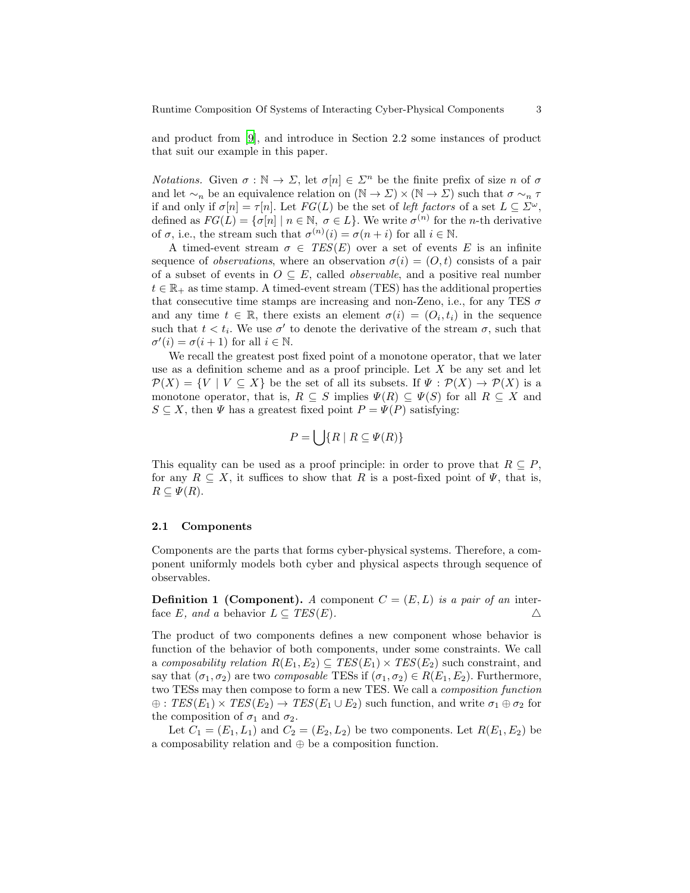and product from [9], and introduce in Section 2.2 some instances of product that suit our example in this paper.

*Notations.* Given $\sigma : \mathbb{N} \to \Sigma$, let $\sigma[n] \in \Sigma^n$ be the finite prefix of size $n$ of $\sigma$ and let $\sim_n$ be an equivalence relation on $(\mathbb{N} \to \Sigma) \times (\mathbb{N} \to \Sigma)$ such that $\sigma \sim_n \tau$ if and only if $\sigma[n] = \tau[n]$. Let $FG(L)$ be the set of *left factors* of a set $L \subseteq \Sigma^\omega$, defined as $FG(L) = \{\sigma[n] \mid n \in \mathbb{N},\ \sigma \in L\}$. We write $\sigma^{(n)}$ for the $n$-th derivative of $\sigma$, i.e., the stream such that $\sigma^{(n)}(i) = \sigma(n+i)$ for all $i \in \mathbb{N}$.

A timed-event stream $\sigma \in \mathit{TES}(E)$ over a set of events $E$ is an infinite sequence of *observations*, where an observation $\sigma(i) = (O, t)$ consists of a pair of a subset of events in $O \subseteq E$, called *observable*, and a positive real number $t \in \mathbb{R}_+$ as time stamp. A timed-event stream (TES) has the additional properties that consecutive time stamps are increasing and non-Zeno, i.e., for any TES $\sigma$ and any time $t \in \mathbb{R}$, there exists an element $\sigma(i) = (O_i, t_i)$ in the sequence such that $t < t_i$. We use $\sigma'$ to denote the derivative of the stream $\sigma$, such that $\sigma'(i) = \sigma(i+1)$ for all $i \in \mathbb{N}$.

We recall the greatest post fixed point of a monotone operator, that we later use as a definition scheme and as a proof principle. Let $X$ be any set and let $\mathcal{P}(X) = \{V \mid V \subseteq X\}$ be the set of all its subsets. If $\Psi : \mathcal{P}(X) \to \mathcal{P}(X)$ is a monotone operator, that is, $R \subseteq S$ implies $\Psi(R) \subseteq \Psi(S)$ for all $R \subseteq X$ and $S \subseteq X$, then $\Psi$ has a greatest fixed point $P = \Psi(P)$ satisfying:

$$P = \bigcup \{R \mid R \subseteq \Psi(R)\}$$

This equality can be used as a proof principle: in order to prove that $R \subseteq P$, for any $R \subseteq X$, it suffices to show that $R$ is a post-fixed point of $\Psi$, that is, $R \subseteq \Psi(R)$.

### 2.1 Components

Components are the parts that forms cyber-physical systems. Therefore, a component uniformly models both cyber and physical aspects through sequence of observables.

**Definition 1 (Component).** *A* component $C = (E, L)$ *is a pair of an* interface $E$*, and a* behavior $L \subseteq \mathit{TES}(E)$. △

The product of two components defines a new component whose behavior is function of the behavior of both components, under some constraints. We call a *composability relation* $R(E_1, E_2) \subseteq \mathit{TES}(E_1) \times \mathit{TES}(E_2)$ such constraint, and say that $(\sigma_1, \sigma_2)$ are two *composable* TESs if $(\sigma_1, \sigma_2) \in R(E_1, E_2)$. Furthermore, two TESs may then compose to form a new TES. We call a *composition function* $\oplus : \mathit{TES}(E_1) \times \mathit{TES}(E_2) \to \mathit{TES}(E_1 \cup E_2)$ such function, and write $\sigma_1 \oplus \sigma_2$ for the composition of $\sigma_1$ and $\sigma_2$.

Let $C_1 = (E_1, L_1)$ and $C_2 = (E_2, L_2)$ be two components. Let $R(E_1, E_2)$ be a composability relation and $\oplus$ be a composition function.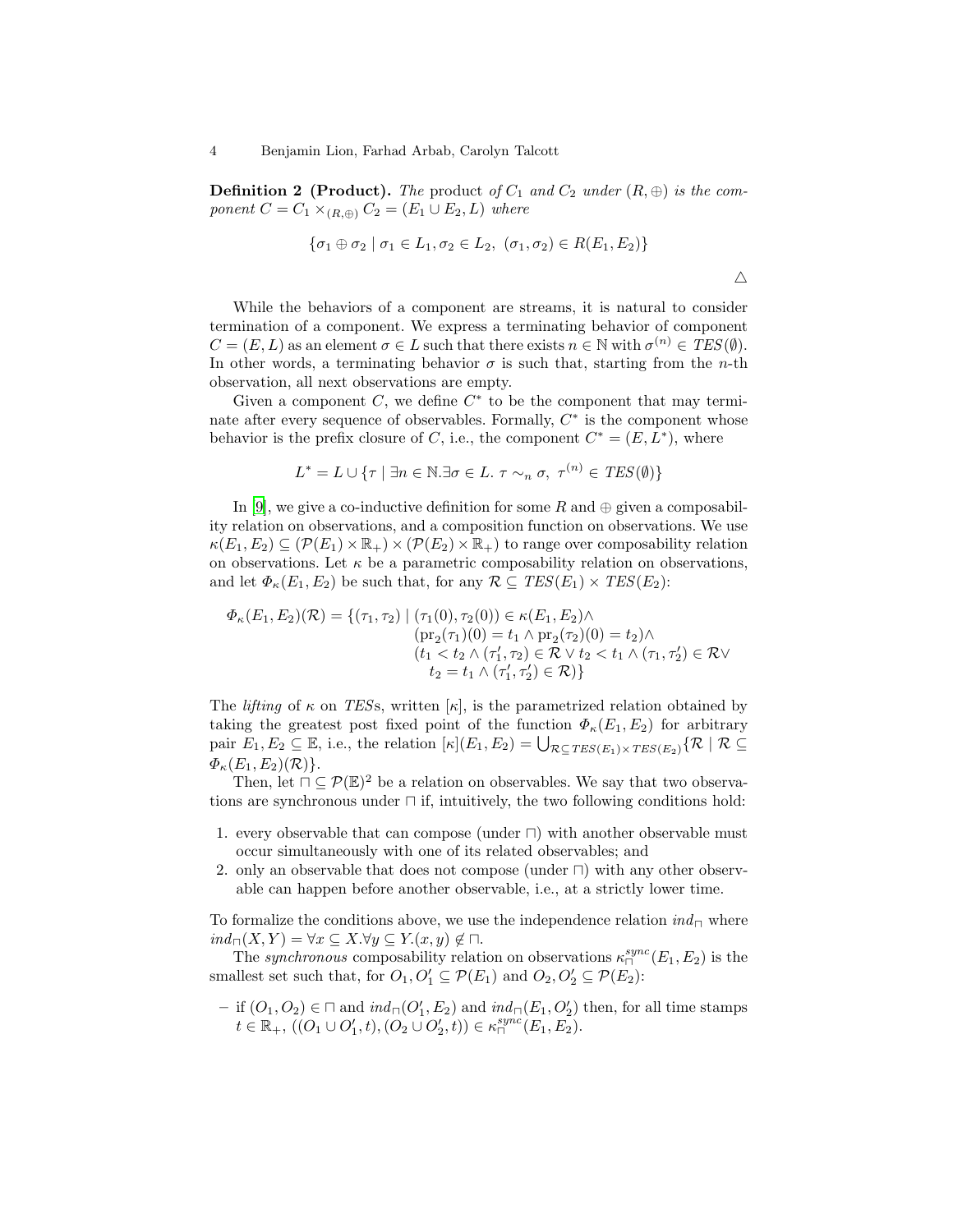**Definition 2 (Product).** *The* product *of $C_1$ and $C_2$ under $(R, \oplus)$ is the component $C = C_1 \times_{(R,\oplus)} C_2 = (E_1 \cup E_2, L)$ where*

$$\{\sigma_1 \oplus \sigma_2 \mid \sigma_1 \in L_1, \sigma_2 \in L_2,\ (\sigma_1, \sigma_2) \in R(E_1, E_2)\}$$

△

While the behaviors of a component are streams, it is natural to consider termination of a component. We express a terminating behavior of component $C = (E, L)$ as an element $\sigma \in L$ such that there exists $n \in \mathbb{N}$ with $\sigma^{(n)} \in TES(\emptyset)$. In other words, a terminating behavior $\sigma$ is such that, starting from the $n$-th observation, all next observations are empty.

Given a component $C$, we define $C^*$ to be the component that may terminate after every sequence of observables. Formally, $C^*$ is the component whose behavior is the prefix closure of $C$, i.e., the component $C^* = (E, L^*)$, where

$$L^* = L \cup \{\tau \mid \exists n \in \mathbb{N}. \exists \sigma \in L.\ \tau \sim_n \sigma,\ \tau^{(n)} \in TES(\emptyset)\}$$

In [9], we give a co-inductive definition for some $R$ and $\oplus$ given a composability relation on observations, and a composition function on observations. We use $\kappa(E_1, E_2) \subseteq (\mathcal{P}(E_1) \times \mathbb{R}_+) \times (\mathcal{P}(E_2) \times \mathbb{R}_+)$ to range over composability relation on observations. Let $\kappa$ be a parametric composability relation on observations, and let $\Phi_\kappa(E_1, E_2)$ be such that, for any $\mathcal{R} \subseteq TES(E_1) \times TES(E_2)$:

$$\begin{aligned}\Phi_\kappa(E_1, E_2)(\mathcal{R}) = \{(\tau_1, \tau_2) \mid\ & (\tau_1(0), \tau_2(0)) \in \kappa(E_1, E_2) \wedge \\ & (\mathrm{pr}_2(\tau_1)(0) = t_1 \wedge \mathrm{pr}_2(\tau_2)(0) = t_2) \wedge \\ & (t_1 < t_2 \wedge (\tau_1', \tau_2) \in \mathcal{R} \vee t_2 < t_1 \wedge (\tau_1, \tau_2') \in \mathcal{R} \vee \\ & \quad t_2 = t_1 \wedge (\tau_1', \tau_2') \in \mathcal{R})\}\end{aligned}$$

The *lifting* of $\kappa$ on *TES*s, written $[\kappa]$, is the parametrized relation obtained by taking the greatest post fixed point of the function $\Phi_\kappa(E_1, E_2)$ for arbitrary pair $E_1, E_2 \subseteq \mathbb{E}$, i.e., the relation $[\kappa](E_1, E_2) = \bigcup_{\mathcal{R} \subseteq TES(E_1) \times TES(E_2)} \{\mathcal{R} \mid \mathcal{R} \subseteq \Phi_\kappa(E_1, E_2)(\mathcal{R})\}$.

Then, let $\sqcap \subseteq \mathcal{P}(\mathbb{E})^2$ be a relation on observables. We say that two observations are synchronous under $\sqcap$ if, intuitively, the two following conditions hold:

1. every observable that can compose (under $\sqcap$) with another observable must occur simultaneously with one of its related observables; and
2. only an observable that does not compose (under $\sqcap$) with any other observable can happen before another observable, i.e., at a strictly lower time.

To formalize the conditions above, we use the independence relation $ind_\sqcap$ where $ind_\sqcap(X, Y) = \forall x \subseteq X. \forall y \subseteq Y. (x, y) \notin \sqcap$.

The *synchronous* composability relation on observations $\kappa^{sync}_\sqcap(E_1, E_2)$ is the smallest set such that, for $O_1, O_1' \subseteq \mathcal{P}(E_1)$ and $O_2, O_2' \subseteq \mathcal{P}(E_2)$:

- if $(O_1, O_2) \in \sqcap$ and $ind_\sqcap(O_1', E_2)$ and $ind_\sqcap(E_1, O_2')$ then, for all time stamps $t \in \mathbb{R}_+$, $((O_1 \cup O_1', t), (O_2 \cup O_2', t)) \in \kappa^{sync}_\sqcap(E_1, E_2)$.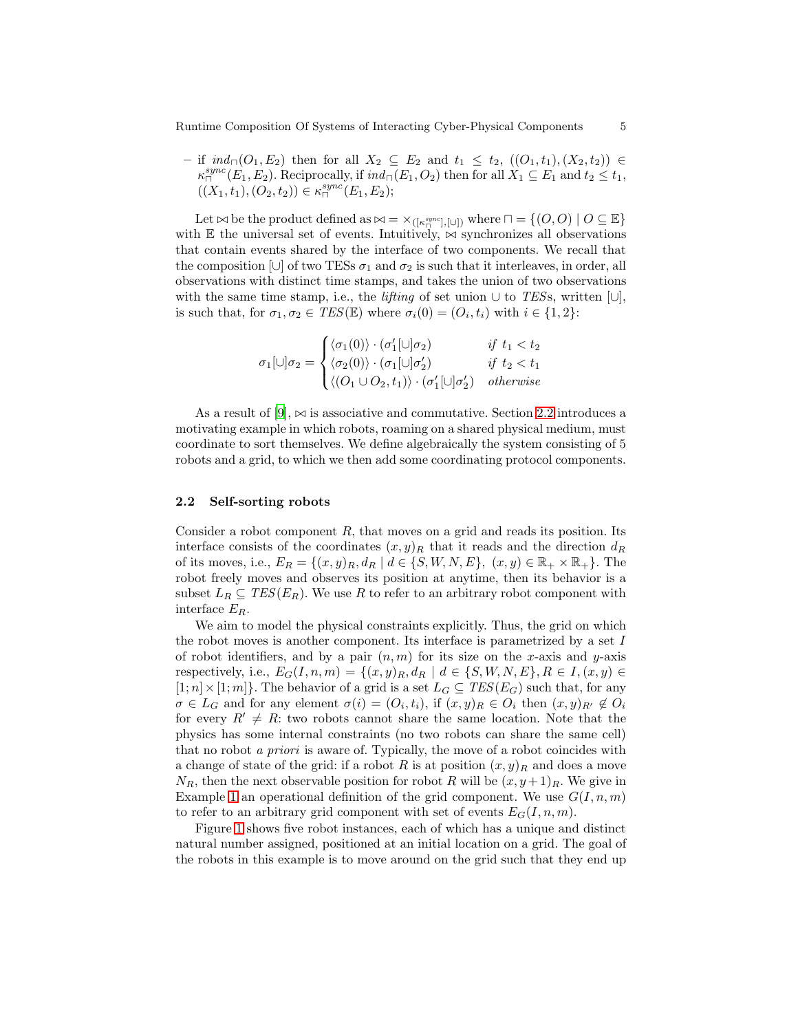– if $ind_{\sqcap}(O_1, E_2)$ then for all $X_2 \subseteq E_2$ and $t_1 \leq t_2$, $((O_1, t_1), (X_2, t_2)) \in \kappa^{sync}_{\sqcap}(E_1, E_2)$. Reciprocally, if $ind_{\sqcap}(E_1, O_2)$ then for all $X_1 \subseteq E_1$ and $t_2 \leq t_1$, $((X_1, t_1), (O_2, t_2)) \in \kappa^{sync}_{\sqcap}(E_1, E_2)$;

Let $\bowtie$ be the product defined as $\bowtie = \times_{([\kappa^{sync}_{\sqcap}],[\cup])}$ where $\sqcap = \{(O, O) \mid O \subseteq \mathbb{E}\}$ with $\mathbb{E}$ the universal set of events. Intuitively, $\bowtie$ synchronizes all observations that contain events shared by the interface of two components. We recall that the composition $[\cup]$ of two TESs $\sigma_1$ and $\sigma_2$ is such that it interleaves, in order, all observations with distinct time stamps, and takes the union of two observations with the same time stamp, i.e., the *lifting* of set union $\cup$ to *TES*s, written $[\cup]$, is such that, for $\sigma_1, \sigma_2 \in TES(\mathbb{E})$ where $\sigma_i(0) = (O_i, t_i)$ with $i \in \{1, 2\}$:

$$\sigma_1[\cup]\sigma_2 = \begin{cases} \langle \sigma_1(0) \rangle \cdot (\sigma_1'[\cup]\sigma_2) & \text{if } t_1 < t_2 \\ \langle \sigma_2(0) \rangle \cdot (\sigma_1[\cup]\sigma_2') & \text{if } t_2 < t_1 \\ \langle (O_1 \cup O_2, t_1) \rangle \cdot (\sigma_1'[\cup]\sigma_2') & \text{otherwise} \end{cases}$$

As a result of [9], $\bowtie$ is associative and commutative. Section 2.2 introduces a motivating example in which robots, roaming on a shared physical medium, must coordinate to sort themselves. We define algebraically the system consisting of 5 robots and a grid, to which we then add some coordinating protocol components.

### 2.2 Self-sorting robots

Consider a robot component $R$, that moves on a grid and reads its position. Its interface consists of the coordinates $(x, y)_R$ that it reads and the direction $d_R$ of its moves, i.e., $E_R = \{(x, y)_R, d_R \mid d \in \{S, W, N, E\},\ (x, y) \in \mathbb{R}_+ \times \mathbb{R}_+\}$. The robot freely moves and observes its position at anytime, then its behavior is a subset $L_R \subseteq TES(E_R)$. We use $R$ to refer to an arbitrary robot component with interface $E_R$.

We aim to model the physical constraints explicitly. Thus, the grid on which the robot moves is another component. Its interface is parametrized by a set $I$ of robot identifiers, and by a pair $(n, m)$ for its size on the $x$-axis and $y$-axis respectively, i.e., $E_G(I, n, m) = \{(x, y)_R, d_R \mid d \in \{S, W, N, E\}, R \in I, (x, y) \in [1; n] \times [1; m]\}$. The behavior of a grid is a set $L_G \subseteq TES(E_G)$ such that, for any $\sigma \in L_G$ and for any element $\sigma(i) = (O_i, t_i)$, if $(x, y)_R \in O_i$ then $(x, y)_{R'} \notin O_i$ for every $R' \neq R$: two robots cannot share the same location. Note that the physics has some internal constraints (no two robots can share the same cell) that no robot *a priori* is aware of. Typically, the move of a robot coincides with a change of state of the grid: if a robot $R$ is at position $(x, y)_R$ and does a move $N_R$, then the next observable position for robot $R$ will be $(x, y + 1)_R$. We give in Example 1 an operational definition of the grid component. We use $G(I, n, m)$ to refer to an arbitrary grid component with set of events $E_G(I, n, m)$.

Figure 1 shows five robot instances, each of which has a unique and distinct natural number assigned, positioned at an initial location on a grid. The goal of the robots in this example is to move around on the grid such that they end up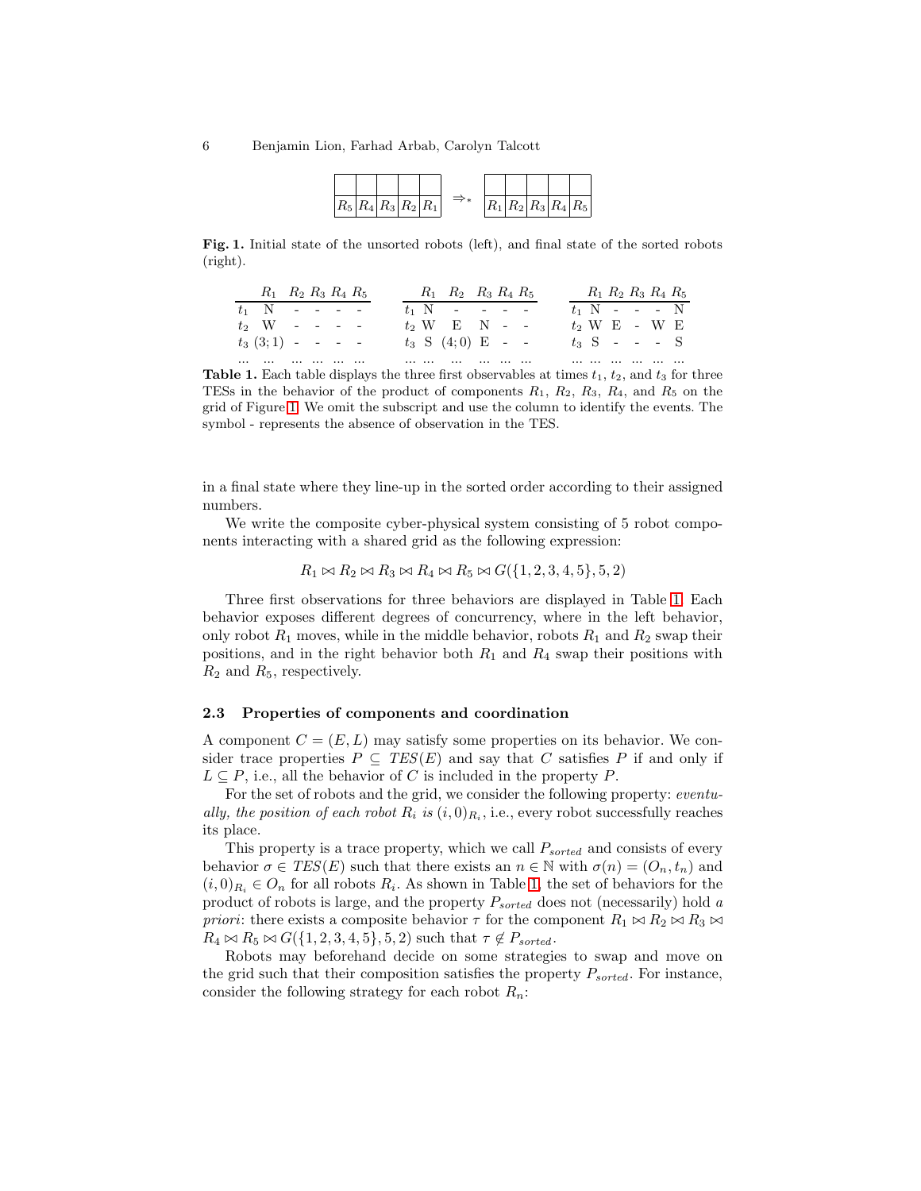| | | | | |
|---|---|---|---|---|
| | | | | |
| $R_5$ | $R_4$ | $R_3$ | $R_2$ | $R_1$ |

$\Rightarrow_*$

| | | | | |
|---|---|---|---|---|
| | | | | |
| $R_1$ | $R_2$ | $R_3$ | $R_4$ | $R_5$ |

**Fig. 1.** Initial state of the unsorted robots (left), and final state of the sorted robots (right).

| | $R_1$ | $R_2$ | $R_3$ | $R_4$ | $R_5$ |
|---|---|---|---|---|---|
| $t_1$ | N | - | - | - | - |
| $t_2$ | W | - | - | - | - |
| $t_3$ | $(3;1)$ | - | - | - | - |
| ... | ... | ... | ... | ... | ... |

| | $R_1$ | $R_2$ | $R_3$ | $R_4$ | $R_5$ |
|---|---|---|---|---|---|
| $t_1$ | N | - | - | - | - |
| $t_2$ | W | E | N | - | - |
| $t_3$ | S | $(4;0)$ | E | - | - |
| ... | ... | ... | ... | ... | ... |

| | $R_1$ | $R_2$ | $R_3$ | $R_4$ | $R_5$ |
|---|---|---|---|---|---|
| $t_1$ | N | - | - | - | N |
| $t_2$ | W | E | - | W | E |
| $t_3$ | S | - | - | - | S |
| ... | ... | ... | ... | ... | ... |

**Table 1.** Each table displays the three first observables at times $t_1$, $t_2$, and $t_3$ for three TESs in the behavior of the product of components $R_1$, $R_2$, $R_3$, $R_4$, and $R_5$ on the grid of Figure 1. We omit the subscript and use the column to identify the events. The symbol - represents the absence of observation in the TES.

in a final state where they line-up in the sorted order according to their assigned numbers.

We write the composite cyber-physical system consisting of 5 robot components interacting with a shared grid as the following expression:

$$R_1 \bowtie R_2 \bowtie R_3 \bowtie R_4 \bowtie R_5 \bowtie G(\{1,2,3,4,5\},5,2)$$

Three first observations for three behaviors are displayed in Table 1. Each behavior exposes different degrees of concurrency, where in the left behavior, only robot $R_1$ moves, while in the middle behavior, robots $R_1$ and $R_2$ swap their positions, and in the right behavior both $R_1$ and $R_4$ swap their positions with $R_2$ and $R_5$, respectively.

### 2.3 Properties of components and coordination

A component $C = (E, L)$ may satisfy some properties on its behavior. We consider trace properties $P \subseteq TES(E)$ and say that $C$ satisfies $P$ if and only if $L \subseteq P$, i.e., all the behavior of $C$ is included in the property $P$.

For the set of robots and the grid, we consider the following property: *eventually, the position of each robot $R_i$ is $(i,0)_{R_i}$*, i.e., every robot successfully reaches its place.

This property is a trace property, which we call $P_{sorted}$ and consists of every behavior $\sigma \in TES(E)$ such that there exists an $n \in \mathbb{N}$ with $\sigma(n) = (O_n, t_n)$ and $(i,0)_{R_i} \in O_n$ for all robots $R_i$. As shown in Table 1, the set of behaviors for the product of robots is large, and the property $P_{sorted}$ does not (necessarily) hold *a priori*: there exists a composite behavior $\tau$ for the component $R_1 \bowtie R_2 \bowtie R_3 \bowtie R_4 \bowtie R_5 \bowtie G(\{1,2,3,4,5\},5,2)$ such that $\tau \notin P_{sorted}$.

Robots may beforehand decide on some strategies to swap and move on the grid such that their composition satisfies the property $P_{sorted}$. For instance, consider the following strategy for each robot $R_n$: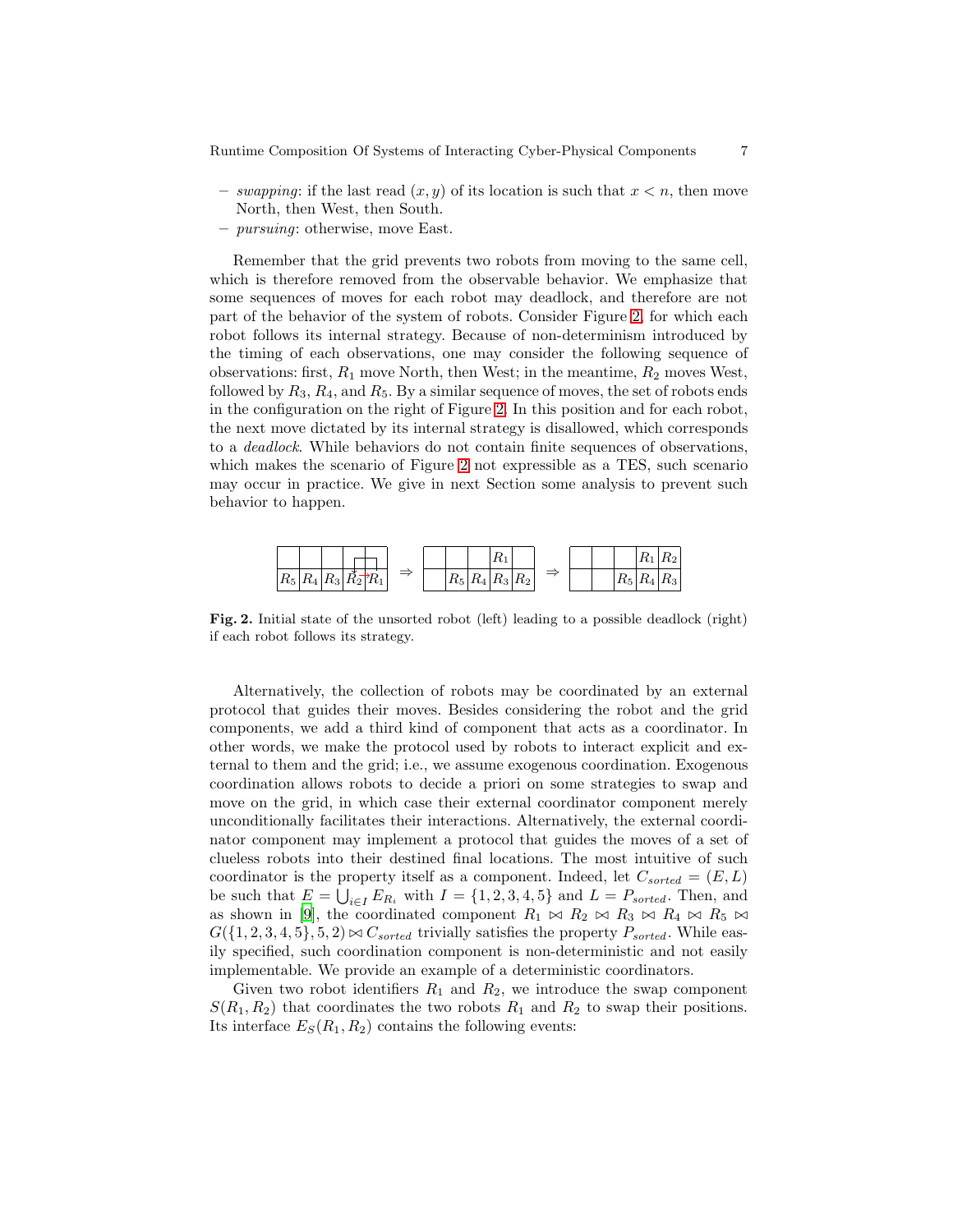- *swapping*: if the last read $(x, y)$ of its location is such that $x < n$, then move North, then West, then South.
- *pursuing*: otherwise, move East.

Remember that the grid prevents two robots from moving to the same cell, which is therefore removed from the observable behavior. We emphasize that some sequences of moves for each robot may deadlock, and therefore are not part of the behavior of the system of robots. Consider Figure 2, for which each robot follows its internal strategy. Because of non-determinism introduced by the timing of each observations, one may consider the following sequence of observations: first, $R_1$ move North, then West; in the meantime, $R_2$ moves West, followed by $R_3$, $R_4$, and $R_5$. By a similar sequence of moves, the set of robots ends in the configuration on the right of Figure 2. In this position and for each robot, the next move dictated by its internal strategy is disallowed, which corresponds to a *deadlock*. While behaviors do not contain finite sequences of observations, which makes the scenario of Figure 2 not expressible as a TES, such scenario may occur in practice. We give in next Section some analysis to prevent such behavior to happen.

|  |  |  |  |  |
|---|---|---|---|---|
|  |  |  |  |  |
| $R_5$ | $R_4$ | $R_3$ | $R_2$ | $R_1$ |

$\Rightarrow$

|  |  |  |  |  |
|---|---|---|---|---|
|  |  |  | $R_1$ |  |
|  | $R_5$ | $R_4$ | $R_3$ | $R_2$ |

$\Rightarrow$

|  |  |  |  |  |
|---|---|---|---|---|
|  |  |  | $R_1$ | $R_2$ |
|  |  | $R_5$ | $R_4$ | $R_3$ |

**Fig. 2.** Initial state of the unsorted robot (left) leading to a possible deadlock (right) if each robot follows its strategy.

Alternatively, the collection of robots may be coordinated by an external protocol that guides their moves. Besides considering the robot and the grid components, we add a third kind of component that acts as a coordinator. In other words, we make the protocol used by robots to interact explicit and external to them and the grid; i.e., we assume exogenous coordination. Exogenous coordination allows robots to decide a priori on some strategies to swap and move on the grid, in which case their external coordinator component merely unconditionally facilitates their interactions. Alternatively, the external coordinator component may implement a protocol that guides the moves of a set of clueless robots into their destined final locations. The most intuitive of such coordinator is the property itself as a component. Indeed, let $C_{sorted} = (E, L)$ be such that $E = \bigcup_{i \in I} E_{R_i}$ with $I = \{1, 2, 3, 4, 5\}$ and $L = P_{sorted}$. Then, and as shown in [9], the coordinated component $R_1 \bowtie R_2 \bowtie R_3 \bowtie R_4 \bowtie R_5 \bowtie G(\{1, 2, 3, 4, 5\}, 5, 2) \bowtie C_{sorted}$ trivially satisfies the property $P_{sorted}$. While easily specified, such coordination component is non-deterministic and not easily implementable. We provide an example of a deterministic coordinators.

Given two robot identifiers $R_1$ and $R_2$, we introduce the swap component $S(R_1, R_2)$ that coordinates the two robots $R_1$ and $R_2$ to swap their positions. Its interface $E_S(R_1, R_2)$ contains the following events: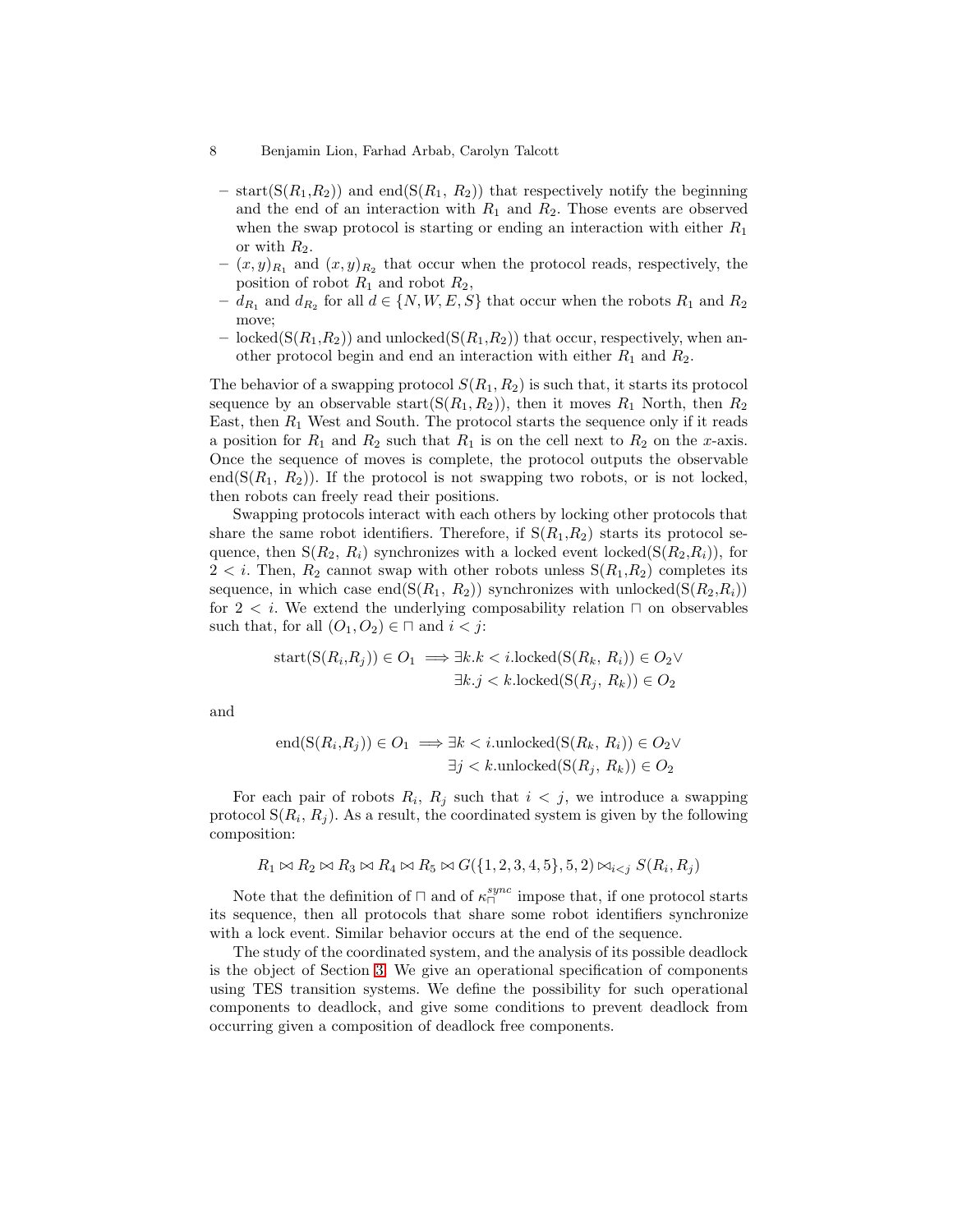- start(S($R_1$,$R_2$)) and end(S($R_1$, $R_2$)) that respectively notify the beginning and the end of an interaction with $R_1$ and $R_2$. Those events are observed when the swap protocol is starting or ending an interaction with either $R_1$ or with $R_2$.
- $(x, y)_{R_1}$ and $(x, y)_{R_2}$ that occur when the protocol reads, respectively, the position of robot $R_1$ and robot $R_2$,
- $d_{R_1}$ and $d_{R_2}$ for all $d \in \{N, W, E, S\}$ that occur when the robots $R_1$ and $R_2$ move;
- locked(S($R_1$,$R_2$)) and unlocked(S($R_1$,$R_2$)) that occur, respectively, when another protocol begin and end an interaction with either $R_1$ and $R_2$.

The behavior of a swapping protocol $S(R_1, R_2)$ is such that, it starts its protocol sequence by an observable start(S($R_1$, $R_2$)), then it moves $R_1$ North, then $R_2$ East, then $R_1$ West and South. The protocol starts the sequence only if it reads a position for $R_1$ and $R_2$ such that $R_1$ is on the cell next to $R_2$ on the $x$-axis. Once the sequence of moves is complete, the protocol outputs the observable end(S($R_1$, $R_2$)). If the protocol is not swapping two robots, or is not locked, then robots can freely read their positions.

Swapping protocols interact with each others by locking other protocols that share the same robot identifiers. Therefore, if S($R_1$,$R_2$) starts its protocol sequence, then S($R_2$, $R_i$) synchronizes with a locked event locked(S($R_2$,$R_i$)), for $2 < i$. Then, $R_2$ cannot swap with other robots unless S($R_1$,$R_2$) completes its sequence, in which case end(S($R_1$, $R_2$)) synchronizes with unlocked(S($R_2$,$R_i$)) for $2 < i$. We extend the underlying composability relation $\sqcap$ on observables such that, for all $(O_1, O_2) \in \sqcap$ and $i < j$:

$$\begin{aligned} \text{start}(\text{S}(R_i,R_j)) \in O_1 \implies & \exists k. k < i.\text{locked}(\text{S}(R_k,\ R_i)) \in O_2 \vee \\ & \exists k. j < k.\text{locked}(\text{S}(R_j,\ R_k)) \in O_2 \end{aligned}$$

and

$$\begin{aligned} \text{end}(\text{S}(R_i,R_j)) \in O_1 \implies & \exists k < i.\text{unlocked}(\text{S}(R_k,\ R_i)) \in O_2 \vee \\ & \exists j < k.\text{unlocked}(\text{S}(R_j,\ R_k)) \in O_2 \end{aligned}$$

For each pair of robots $R_i$, $R_j$ such that $i < j$, we introduce a swapping protocol S($R_i$, $R_j$). As a result, the coordinated system is given by the following composition:

$$R_1 \bowtie R_2 \bowtie R_3 \bowtie R_4 \bowtie R_5 \bowtie G(\{1, 2, 3, 4, 5\}, 5, 2) \bowtie_{i<j} S(R_i, R_j)$$

Note that the definition of $\sqcap$ and of $\kappa_{\sqcap}^{sync}$ impose that, if one protocol starts its sequence, then all protocols that share some robot identifiers synchronize with a lock event. Similar behavior occurs at the end of the sequence.

The study of the coordinated system, and the analysis of its possible deadlock is the object of Section 3. We give an operational specification of components using TES transition systems. We define the possibility for such operational components to deadlock, and give some conditions to prevent deadlock from occurring given a composition of deadlock free components.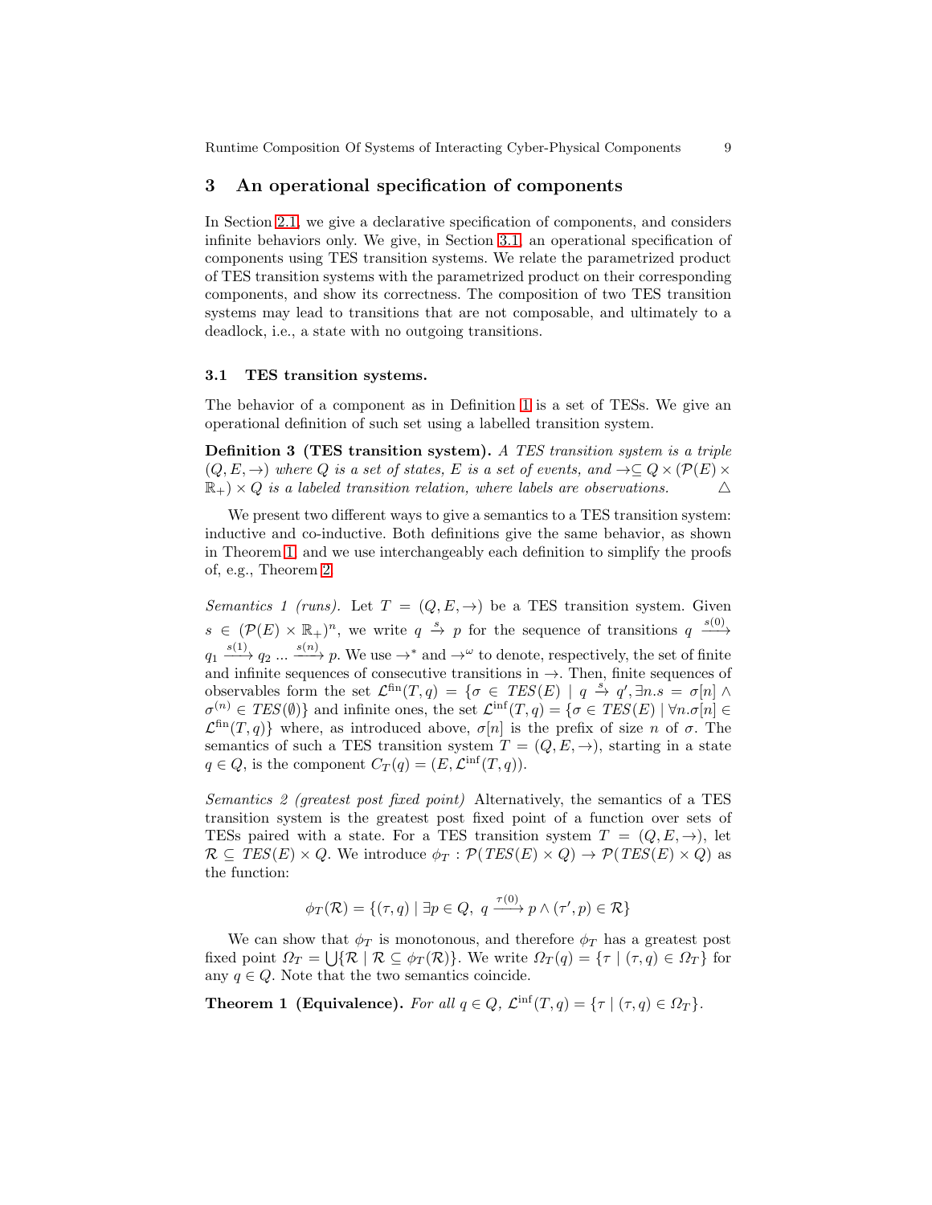## 3 An operational specification of components

In Section 2.1, we give a declarative specification of components, and considers infinite behaviors only. We give, in Section 3.1, an operational specification of components using TES transition systems. We relate the parametrized product of TES transition systems with the parametrized product on their corresponding components, and show its correctness. The composition of two TES transition systems may lead to transitions that are not composable, and ultimately to a deadlock, i.e., a state with no outgoing transitions.

### 3.1 TES transition systems.

The behavior of a component as in Definition 1 is a set of TESs. We give an operational definition of such set using a labelled transition system.

**Definition 3 (TES transition system).** *A TES transition system is a triple $(Q, E, \rightarrow)$ where $Q$ is a set of states, $E$ is a set of events, and $\rightarrow \subseteq Q \times (\mathcal{P}(E) \times \mathbb{R}_+) \times Q$ is a labeled transition relation, where labels are observations.* △

We present two different ways to give a semantics to a TES transition system: inductive and co-inductive. Both definitions give the same behavior, as shown in Theorem 1, and we use interchangeably each definition to simplify the proofs of, e.g., Theorem 2.

*Semantics 1 (runs).* Let $T = (Q, E, \rightarrow)$ be a TES transition system. Given $s \in (\mathcal{P}(E) \times \mathbb{R}_+)^n$, we write $q \xrightarrow{s} p$ for the sequence of transitions $q \xrightarrow{s(0)} q_1 \xrightarrow{s(1)} q_2 \ldots \xrightarrow{s(n)} p$. We use $\rightarrow^*$ and $\rightarrow^\omega$ to denote, respectively, the set of finite and infinite sequences of consecutive transitions in $\rightarrow$. Then, finite sequences of observables form the set $\mathcal{L}^{\text{fin}}(T, q) = \{\sigma \in \mathit{TES}(E) \mid q \xrightarrow{s} q', \exists n.s = \sigma[n] \wedge \sigma^{(n)} \in \mathit{TES}(\emptyset)\}$ and infinite ones, the set $\mathcal{L}^{\text{inf}}(T, q) = \{\sigma \in \mathit{TES}(E) \mid \forall n.\sigma[n] \in \mathcal{L}^{\text{fin}}(T, q)\}$ where, as introduced above, $\sigma[n]$ is the prefix of size $n$ of $\sigma$. The semantics of such a TES transition system $T = (Q, E, \rightarrow)$, starting in a state $q \in Q$, is the component $C_T(q) = (E, \mathcal{L}^{\text{inf}}(T, q))$.

*Semantics 2 (greatest post fixed point)* Alternatively, the semantics of a TES transition system is the greatest post fixed point of a function over sets of TESs paired with a state. For a TES transition system $T = (Q, E, \rightarrow)$, let $\mathcal{R} \subseteq \mathit{TES}(E) \times Q$. We introduce $\phi_T : \mathcal{P}(\mathit{TES}(E) \times Q) \rightarrow \mathcal{P}(\mathit{TES}(E) \times Q)$ as the function:

$$\phi_T(\mathcal{R}) = \{(\tau, q) \mid \exists p \in Q,\ q \xrightarrow{\tau(0)} p \wedge (\tau', p) \in \mathcal{R}\}$$

We can show that $\phi_T$ is monotonous, and therefore $\phi_T$ has a greatest post fixed point $\Omega_T = \bigcup\{\mathcal{R} \mid \mathcal{R} \subseteq \phi_T(\mathcal{R})\}$. We write $\Omega_T(q) = \{\tau \mid (\tau, q) \in \Omega_T\}$ for any $q \in Q$. Note that the two semantics coincide.

**Theorem 1 (Equivalence).** *For all $q \in Q$, $\mathcal{L}^{\text{inf}}(T, q) = \{\tau \mid (\tau, q) \in \Omega_T\}$.*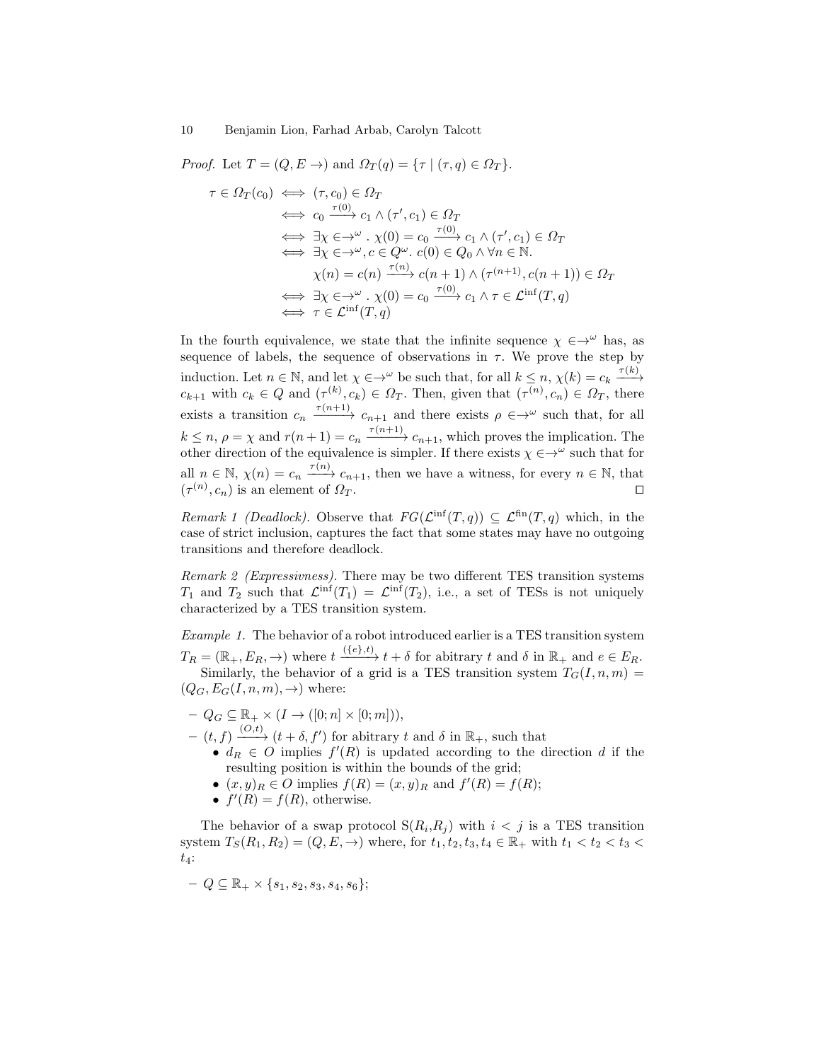*Proof.* Let $T = (Q, E \rightarrow)$ and $\Omega_T(q) = \{\tau \mid (\tau, q) \in \Omega_T\}$.

$$
\begin{aligned}
\tau \in \Omega_T(c_0) &\iff (\tau, c_0) \in \Omega_T \\
&\iff c_0 \xrightarrow{\tau(0)} c_1 \wedge (\tau', c_1) \in \Omega_T \\
&\iff \exists \chi \in \rightarrow^\omega . \ \chi(0) = c_0 \xrightarrow{\tau(0)} c_1 \wedge (\tau', c_1) \in \Omega_T \\
&\iff \exists \chi \in \rightarrow^\omega, c \in Q^\omega. \ c(0) \in Q_0 \wedge \forall n \in \mathbb{N}. \\
&\qquad \chi(n) = c(n) \xrightarrow{\tau(n)} c(n+1) \wedge (\tau^{(n+1)}, c(n+1)) \in \Omega_T \\
&\iff \exists \chi \in \rightarrow^\omega . \ \chi(0) = c_0 \xrightarrow{\tau(0)} c_1 \wedge \tau \in \mathcal{L}^{\text{inf}}(T, q) \\
&\iff \tau \in \mathcal{L}^{\text{inf}}(T, q)
\end{aligned}
$$

In the fourth equivalence, we state that the infinite sequence $\chi \in \rightarrow^\omega$ has, as sequence of labels, the sequence of observations in $\tau$. We prove the step by induction. Let $n \in \mathbb{N}$, and let $\chi \in \rightarrow^\omega$ be such that, for all $k \leq n$, $\chi(k) = c_k \xrightarrow{\tau(k)} c_{k+1}$ with $c_k \in Q$ and $(\tau^{(k)}, c_k) \in \Omega_T$. Then, given that $(\tau^{(n)}, c_n) \in \Omega_T$, there exists a transition $c_n \xrightarrow{\tau(n+1)} c_{n+1}$ and there exists $\rho \in \rightarrow^\omega$ such that, for all $k \leq n$, $\rho = \chi$ and $r(n+1) = c_n \xrightarrow{\tau(n+1)} c_{n+1}$, which proves the implication. The other direction of the equivalence is simpler. If there exists $\chi \in \rightarrow^\omega$ such that for all $n \in \mathbb{N}$, $\chi(n) = c_n \xrightarrow{\tau(n)} c_{n+1}$, then we have a witness, for every $n \in \mathbb{N}$, that $(\tau^{(n)}, c_n)$ is an element of $\Omega_T$. ◻

*Remark 1 (Deadlock).* Observe that $FG(\mathcal{L}^{\text{inf}}(T, q)) \subseteq \mathcal{L}^{\text{fin}}(T, q)$ which, in the case of strict inclusion, captures the fact that some states may have no outgoing transitions and therefore deadlock.

*Remark 2 (Expressivness).* There may be two different TES transition systems $T_1$ and $T_2$ such that $\mathcal{L}^{\text{inf}}(T_1) = \mathcal{L}^{\text{inf}}(T_2)$, i.e., a set of TESs is not uniquely characterized by a TES transition system.

*Example 1.* The behavior of a robot introduced earlier is a TES transition system $T_R = (\mathbb{R}_+, E_R, \rightarrow)$ where $t \xrightarrow{(\{e\}, t)} t + \delta$ for abitrary $t$ and $\delta$ in $\mathbb{R}_+$ and $e \in E_R$.

Similarly, the behavior of a grid is a TES transition system $T_G(I, n, m) = (Q_G, E_G(I, n, m), \rightarrow)$ where:

- $Q_G \subseteq \mathbb{R}_+ \times (I \rightarrow ([0; n] \times [0; m]))$,
- $(t, f) \xrightarrow{(O,t)} (t + \delta, f')$ for abitrary $t$ and $\delta$ in $\mathbb{R}_+$, such that
  - $d_R \in O$ implies $f'(R)$ is updated according to the direction $d$ if the resulting position is within the bounds of the grid;
  - $(x, y)_R \in O$ implies $f(R) = (x, y)_R$ and $f'(R) = f(R)$;
  - $f'(R) = f(R)$, otherwise.

The behavior of a swap protocol $S(R_i, R_j)$ with $i < j$ is a TES transition system $T_S(R_1, R_2) = (Q, E, \rightarrow)$ where, for $t_1, t_2, t_3, t_4 \in \mathbb{R}_+$ with $t_1 < t_2 < t_3 < t_4$:

- $Q \subseteq \mathbb{R}_+ \times \{s_1, s_2, s_3, s_4, s_6\}$;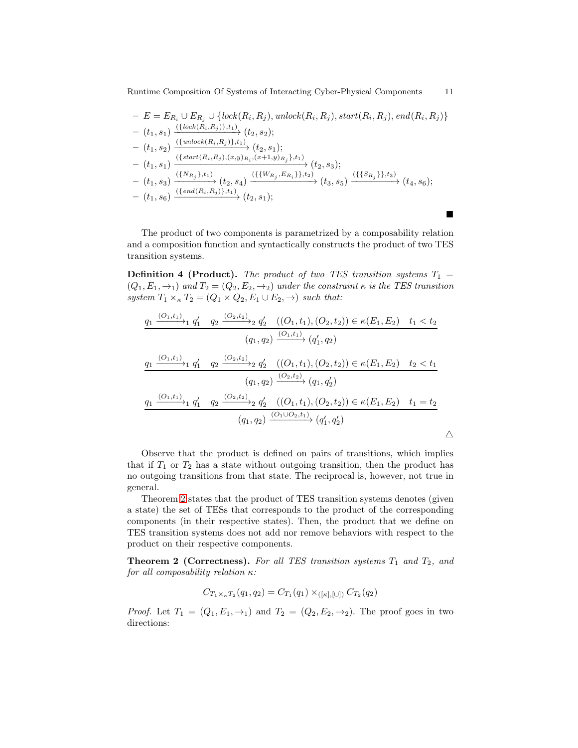- $E = E_{R_i} \cup E_{R_j} \cup \{lock(R_i, R_j), unlock(R_i, R_j), start(R_i, R_j), end(R_i, R_j)\}$
- $(t_1, s_1) \xrightarrow{(\{lock(R_i,R_j)\},t_1)} (t_2, s_2)$;
- $(t_1, s_2) \xrightarrow{(\{unlock(R_i,R_j)\},t_1)} (t_2, s_1)$;
- $(t_1, s_1) \xrightarrow{(\{start(R_i,R_j),(x,y)_{R_i},(x+1,y)_{R_j}\},t_1)} (t_2, s_3)$;
- $(t_1, s_3) \xrightarrow{(\{N_{R_j}\},t_1)} (t_2, s_4) \xrightarrow{(\{\{W_{R_j}, E_{R_i}\}\},t_2)} (t_3, s_5) \xrightarrow{(\{\{S_{R_j}\}\},t_3)} (t_4, s_6)$;
- $(t_1, s_6) \xrightarrow{(\{end(R_i,R_j)\},t_1)} (t_2, s_1)$;

■

The product of two components is parametrized by a composability relation and a composition function and syntactically constructs the product of two TES transition systems.

**Definition 4 (Product).** *The product of two TES transition systems $T_1 = (Q_1, E_1, \rightarrow_1)$ and $T_2 = (Q_2, E_2, \rightarrow_2)$ under the constraint $\kappa$ is the TES transition system $T_1 \times_\kappa T_2 = (Q_1 \times Q_2, E_1 \cup E_2, \rightarrow)$ such that:*

$$\frac{q_1 \xrightarrow{(O_1,t_1)}_1 q_1' \quad q_2 \xrightarrow{(O_2,t_2)}_2 q_2' \quad ((O_1,t_1),(O_2,t_2)) \in \kappa(E_1,E_2) \quad t_1 < t_2}{(q_1,q_2) \xrightarrow{(O_1,t_1)} (q_1', q_2)}$$

$$\frac{q_1 \xrightarrow{(O_1,t_1)}_1 q_1' \quad q_2 \xrightarrow{(O_2,t_2)}_2 q_2' \quad ((O_1,t_1),(O_2,t_2)) \in \kappa(E_1,E_2) \quad t_2 < t_1}{(q_1,q_2) \xrightarrow{(O_2,t_2)} (q_1, q_2')}$$

$$\frac{q_1 \xrightarrow{(O_1,t_1)}_1 q_1' \quad q_2 \xrightarrow{(O_2,t_2)}_2 q_2' \quad ((O_1,t_1),(O_2,t_2)) \in \kappa(E_1,E_2) \quad t_1 = t_2}{(q_1,q_2) \xrightarrow{(O_1 \cup O_2,t_1)} (q_1', q_2')}$$

△

Observe that the product is defined on pairs of transitions, which implies that if $T_1$ or $T_2$ has a state without outgoing transition, then the product has no outgoing transitions from that state. The reciprocal is, however, not true in general.

Theorem 2 states that the product of TES transition systems denotes (given a state) the set of TESs that corresponds to the product of the corresponding components (in their respective states). Then, the product that we define on TES transition systems does not add nor remove behaviors with respect to the product on their respective components.

**Theorem 2 (Correctness).** *For all TES transition systems $T_1$ and $T_2$, and for all composability relation $\kappa$:*

$$C_{T_1 \times_\kappa T_2}(q_1, q_2) = C_{T_1}(q_1) \times_{([\kappa],[\cup])} C_{T_2}(q_2)$$

*Proof.* Let $T_1 = (Q_1, E_1, \rightarrow_1)$ and $T_2 = (Q_2, E_2, \rightarrow_2)$. The proof goes in two directions: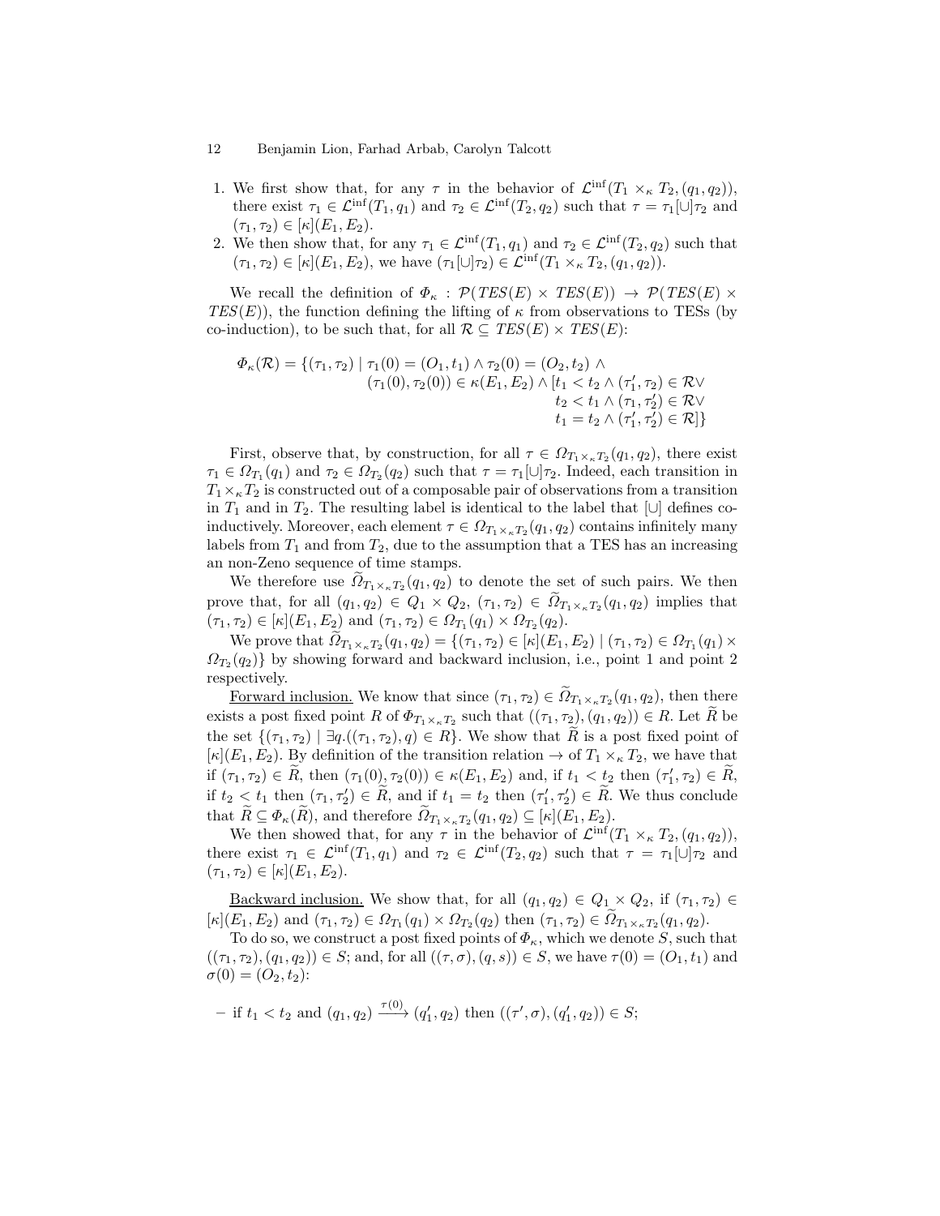1. We first show that, for any $\tau$ in the behavior of $\mathcal{L}^{\inf}(T_1 \times_\kappa T_2, (q_1, q_2))$, there exist $\tau_1 \in \mathcal{L}^{\inf}(T_1, q_1)$ and $\tau_2 \in \mathcal{L}^{\inf}(T_2, q_2)$ such that $\tau = \tau_1[\cup]\tau_2$ and $(\tau_1, \tau_2) \in [\kappa](E_1, E_2)$.
2. We then show that, for any $\tau_1 \in \mathcal{L}^{\inf}(T_1, q_1)$ and $\tau_2 \in \mathcal{L}^{\inf}(T_2, q_2)$ such that $(\tau_1, \tau_2) \in [\kappa](E_1, E_2)$, we have $(\tau_1[\cup]\tau_2) \in \mathcal{L}^{\inf}(T_1 \times_\kappa T_2, (q_1, q_2))$.

We recall the definition of $\Phi_\kappa : \mathcal{P}(TES(E) \times TES(E)) \to \mathcal{P}(TES(E) \times TES(E))$, the function defining the lifting of $\kappa$ from observations to TESs (by co-induction), to be such that, for all $\mathcal{R} \subseteq TES(E) \times TES(E)$:

$$
\begin{aligned}
\Phi_\kappa(\mathcal{R}) = \{(\tau_1, \tau_2) \mid\ & \tau_1(0) = (O_1, t_1) \wedge \tau_2(0) = (O_2, t_2) \wedge \\
& (\tau_1(0), \tau_2(0)) \in \kappa(E_1, E_2) \wedge [t_1 < t_2 \wedge (\tau_1', \tau_2) \in \mathcal{R} \vee \\
& \qquad t_2 < t_1 \wedge (\tau_1, \tau_2') \in \mathcal{R} \vee \\
& \qquad t_1 = t_2 \wedge (\tau_1', \tau_2') \in \mathcal{R}]\}
\end{aligned}
$$

First, observe that, by construction, for all $\tau \in \Omega_{T_1 \times_\kappa T_2}(q_1, q_2)$, there exist $\tau_1 \in \Omega_{T_1}(q_1)$ and $\tau_2 \in \Omega_{T_2}(q_2)$ such that $\tau = \tau_1[\cup]\tau_2$. Indeed, each transition in $T_1 \times_\kappa T_2$ is constructed out of a composable pair of observations from a transition in $T_1$ and in $T_2$. The resulting label is identical to the label that $[\cup]$ defines co-inductively. Moreover, each element $\tau \in \Omega_{T_1 \times_\kappa T_2}(q_1, q_2)$ contains infinitely many labels from $T_1$ and from $T_2$, due to the assumption that a TES has an increasing an non-Zeno sequence of time stamps.

We therefore use $\widetilde{\Omega}_{T_1 \times_\kappa T_2}(q_1, q_2)$ to denote the set of such pairs. We then prove that, for all $(q_1, q_2) \in Q_1 \times Q_2$, $(\tau_1, \tau_2) \in \widetilde{\Omega}_{T_1 \times_\kappa T_2}(q_1, q_2)$ implies that $(\tau_1, \tau_2) \in [\kappa](E_1, E_2)$ and $(\tau_1, \tau_2) \in \Omega_{T_1}(q_1) \times \Omega_{T_2}(q_2)$.

We prove that $\widetilde{\Omega}_{T_1 \times_\kappa T_2}(q_1, q_2) = \{(\tau_1, \tau_2) \in [\kappa](E_1, E_2) \mid (\tau_1, \tau_2) \in \Omega_{T_1}(q_1) \times \Omega_{T_2}(q_2)\}$ by showing forward and backward inclusion, i.e., point 1 and point 2 respectively.

<u>Forward inclusion.</u> We know that since $(\tau_1, \tau_2) \in \widetilde{\Omega}_{T_1 \times_\kappa T_2}(q_1, q_2)$, then there exists a post fixed point $R$ of $\Phi_{T_1 \times_\kappa T_2}$ such that $((\tau_1, \tau_2), (q_1, q_2)) \in R$. Let $\widetilde{R}$ be the set $\{(\tau_1, \tau_2) \mid \exists q.((\tau_1, \tau_2), q) \in R\}$. We show that $\widetilde{R}$ is a post fixed point of $[\kappa](E_1, E_2)$. By definition of the transition relation $\to$ of $T_1 \times_\kappa T_2$, we have that if $(\tau_1, \tau_2) \in \widetilde{R}$, then $(\tau_1(0), \tau_2(0)) \in \kappa(E_1, E_2)$ and, if $t_1 < t_2$ then $(\tau_1', \tau_2) \in \widetilde{R}$, if $t_2 < t_1$ then $(\tau_1, \tau_2') \in \widetilde{R}$, and if $t_1 = t_2$ then $(\tau_1', \tau_2') \in \widetilde{R}$. We thus conclude that $\widetilde{R} \subseteq \Phi_\kappa(\widetilde{R})$, and therefore $\widetilde{\Omega}_{T_1 \times_\kappa T_2}(q_1, q_2) \subseteq [\kappa](E_1, E_2)$.

We then showed that, for any $\tau$ in the behavior of $\mathcal{L}^{\inf}(T_1 \times_\kappa T_2, (q_1, q_2))$, there exist $\tau_1 \in \mathcal{L}^{\inf}(T_1, q_1)$ and $\tau_2 \in \mathcal{L}^{\inf}(T_2, q_2)$ such that $\tau = \tau_1[\cup]\tau_2$ and $(\tau_1, \tau_2) \in [\kappa](E_1, E_2)$.

<u>Backward inclusion.</u> We show that, for all $(q_1, q_2) \in Q_1 \times Q_2$, if $(\tau_1, \tau_2) \in [\kappa](E_1, E_2)$ and $(\tau_1, \tau_2) \in \Omega_{T_1}(q_1) \times \Omega_{T_2}(q_2)$ then $(\tau_1, \tau_2) \in \widetilde{\Omega}_{T_1 \times_\kappa T_2}(q_1, q_2)$.

To do so, we construct a post fixed points of $\Phi_\kappa$, which we denote $S$, such that $((\tau_1, \tau_2), (q_1, q_2)) \in S$; and, for all $((\tau, \sigma), (q, s)) \in S$, we have $\tau(0) = (O_1, t_1)$ and $\sigma(0) = (O_2, t_2)$:

– if $t_1 < t_2$ and $(q_1, q_2) \xrightarrow{\tau(0)} (q_1', q_2)$ then $((\tau', \sigma), (q_1', q_2)) \in S$;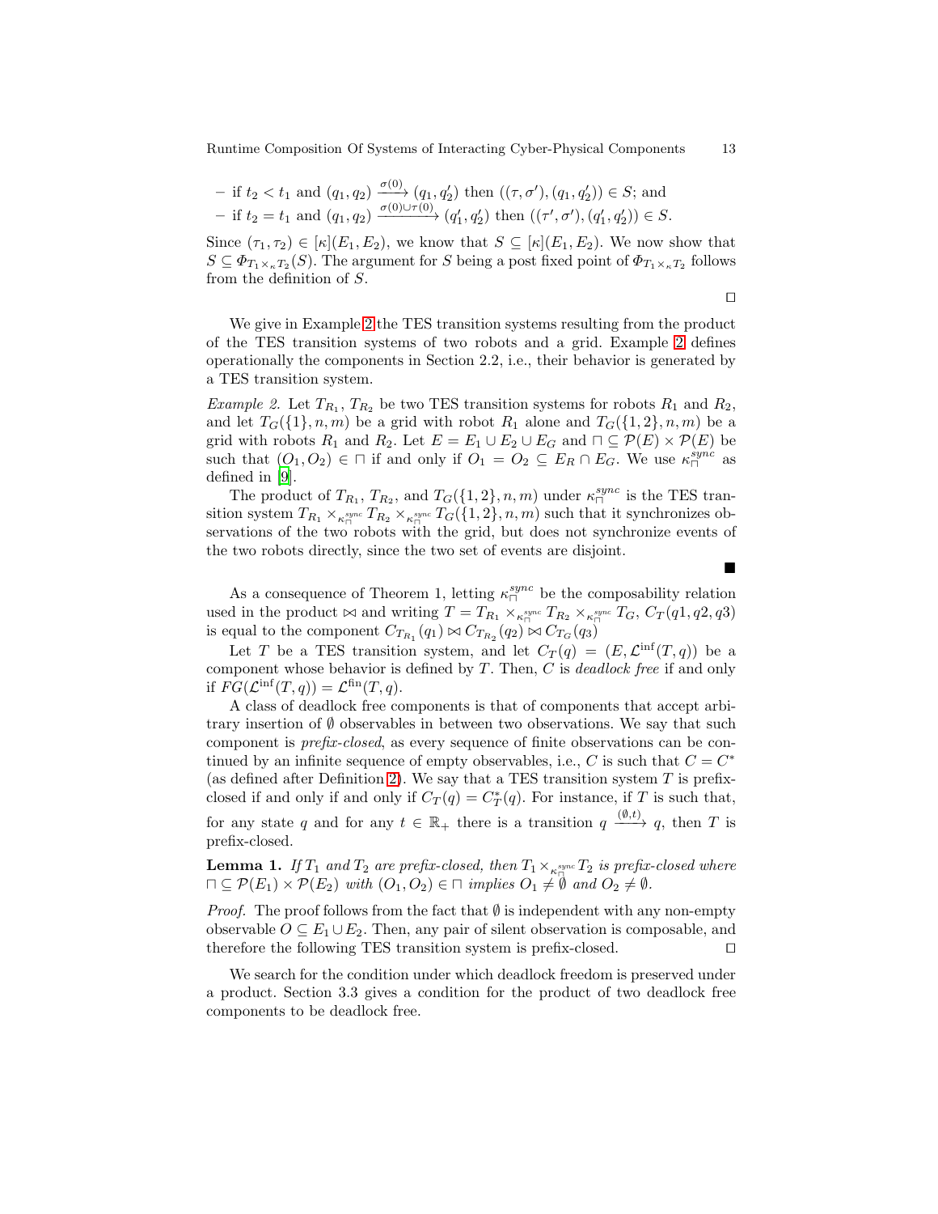- if $t_2 < t_1$ and $(q_1, q_2) \xrightarrow{\sigma(0)} (q_1, q_2')$ then $((\tau, \sigma'), (q_1, q_2')) \in S$; and
- if $t_2 = t_1$ and $(q_1, q_2) \xrightarrow{\sigma(0)\cup\tau(0)} (q_1', q_2')$ then $((\tau', \sigma'), (q_1', q_2')) \in S$.

Since $(\tau_1, \tau_2) \in [\kappa](E_1, E_2)$, we know that $S \subseteq [\kappa](E_1, E_2)$. We now show that $S \subseteq \Phi_{T_1 \times_\kappa T_2}(S)$. The argument for $S$ being a post fixed point of $\Phi_{T_1 \times_\kappa T_2}$ follows from the definition of $S$.

□

We give in Example 2 the TES transition systems resulting from the product of the TES transition systems of two robots and a grid. Example 2 defines operationally the components in Section 2.2, i.e., their behavior is generated by a TES transition system.

*Example 2.* Let $T_{R_1}$, $T_{R_2}$ be two TES transition systems for robots $R_1$ and $R_2$, and let $T_G(\{1\}, n, m)$ be a grid with robot $R_1$ alone and $T_G(\{1,2\}, n, m)$ be a grid with robots $R_1$ and $R_2$. Let $E = E_1 \cup E_2 \cup E_G$ and $\sqcap \subseteq \mathcal{P}(E) \times \mathcal{P}(E)$ be such that $(O_1, O_2) \in \sqcap$ if and only if $O_1 = O_2 \subseteq E_R \cap E_G$. We use $\kappa_\sqcap^{sync}$ as defined in [9].

The product of $T_{R_1}$, $T_{R_2}$, and $T_G(\{1,2\}, n, m)$ under $\kappa_\sqcap^{sync}$ is the TES transition system $T_{R_1} \times_{\kappa_\sqcap^{sync}} T_{R_2} \times_{\kappa_\sqcap^{sync}} T_G(\{1,2\}, n, m)$ such that it synchronizes observations of the two robots with the grid, but does not synchronize events of the two robots directly, since the two set of events are disjoint.

■

As a consequence of Theorem 1, letting $\kappa_\sqcap^{sync}$ be the composability relation used in the product $\bowtie$ and writing $T = T_{R_1} \times_{\kappa_\sqcap^{sync}} T_{R_2} \times_{\kappa_\sqcap^{sync}} T_G$, $C_T(q1, q2, q3)$ is equal to the component $C_{T_{R_1}}(q_1) \bowtie C_{T_{R_2}}(q_2) \bowtie C_{T_G}(q_3)$

Let $T$ be a TES transition system, and let $C_T(q) = (E, \mathcal{L}^{\inf}(T, q))$ be a component whose behavior is defined by $T$. Then, $C$ is *deadlock free* if and only if $FG(\mathcal{L}^{\inf}(T, q)) = \mathcal{L}^{\text{fin}}(T, q)$.

A class of deadlock free components is that of components that accept arbitrary insertion of $\emptyset$ observables in between two observations. We say that such component is *prefix-closed*, as every sequence of finite observations can be continued by an infinite sequence of empty observables, i.e., $C$ is such that $C = C^*$ (as defined after Definition 2). We say that a TES transition system $T$ is prefix-closed if and only if and only if $C_T(q) = C_T^*(q)$. For instance, if $T$ is such that, for any state $q$ and for any $t \in \mathbb{R}_+$ there is a transition $q \xrightarrow{(\emptyset, t)} q$, then $T$ is prefix-closed.

**Lemma 1.** *If $T_1$ and $T_2$ are prefix-closed, then $T_1 \times_{\kappa_\sqcap^{sync}} T_2$ is prefix-closed where $\sqcap \subseteq \mathcal{P}(E_1) \times \mathcal{P}(E_2)$ with $(O_1, O_2) \in \sqcap$ implies $O_1 \neq \emptyset$ and $O_2 \neq \emptyset$.*

*Proof.* The proof follows from the fact that $\emptyset$ is independent with any non-empty observable $O \subseteq E_1 \cup E_2$. Then, any pair of silent observation is composable, and therefore the following TES transition system is prefix-closed. □

We search for the condition under which deadlock freedom is preserved under a product. Section 3.3 gives a condition for the product of two deadlock free components to be deadlock free.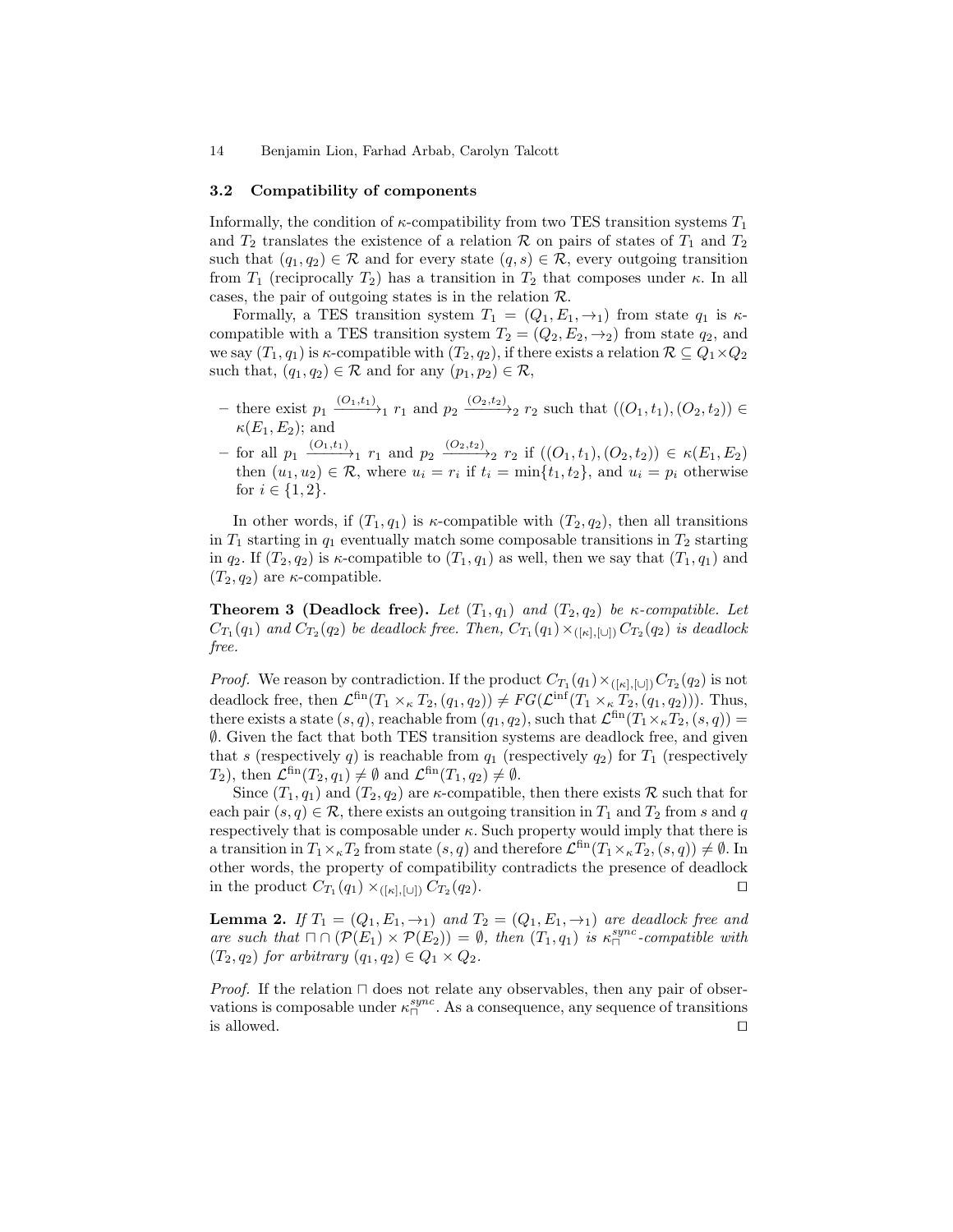### 3.2 Compatibility of components

Informally, the condition of $\kappa$-compatibility from two TES transition systems $T_1$ and $T_2$ translates the existence of a relation $\mathcal{R}$ on pairs of states of $T_1$ and $T_2$ such that $(q_1, q_2) \in \mathcal{R}$ and for every state $(q, s) \in \mathcal{R}$, every outgoing transition from $T_1$ (reciprocally $T_2$) has a transition in $T_2$ that composes under $\kappa$. In all cases, the pair of outgoing states is in the relation $\mathcal{R}$.

Formally, a TES transition system $T_1 = (Q_1, E_1, \rightarrow_1)$ from state $q_1$ is $\kappa$-compatible with a TES transition system $T_2 = (Q_2, E_2, \rightarrow_2)$ from state $q_2$, and we say $(T_1, q_1)$ is $\kappa$-compatible with $(T_2, q_2)$, if there exists a relation $\mathcal{R} \subseteq Q_1 \times Q_2$ such that, $(q_1, q_2) \in \mathcal{R}$ and for any $(p_1, p_2) \in \mathcal{R}$,

- there exist $p_1 \xrightarrow{(O_1,t_1)}_1 r_1$ and $p_2 \xrightarrow{(O_2,t_2)}_2 r_2$ such that $((O_1, t_1), (O_2, t_2)) \in \kappa(E_1, E_2)$; and
- for all $p_1 \xrightarrow{(O_1,t_1)}_1 r_1$ and $p_2 \xrightarrow{(O_2,t_2)}_2 r_2$ if $((O_1, t_1), (O_2, t_2)) \in \kappa(E_1, E_2)$ then $(u_1, u_2) \in \mathcal{R}$, where $u_i = r_i$ if $t_i = \min\{t_1, t_2\}$, and $u_i = p_i$ otherwise for $i \in \{1, 2\}$.

In other words, if $(T_1, q_1)$ is $\kappa$-compatible with $(T_2, q_2)$, then all transitions in $T_1$ starting in $q_1$ eventually match some composable transitions in $T_2$ starting in $q_2$. If $(T_2, q_2)$ is $\kappa$-compatible to $(T_1, q_1)$ as well, then we say that $(T_1, q_1)$ and $(T_2, q_2)$ are $\kappa$-compatible.

**Theorem 3 (Deadlock free).** *Let $(T_1, q_1)$ and $(T_2, q_2)$ be $\kappa$-compatible. Let $C_{T_1}(q_1)$ and $C_{T_2}(q_2)$ be deadlock free. Then, $C_{T_1}(q_1) \times_{([\kappa],[\cup])} C_{T_2}(q_2)$ is deadlock free.*

*Proof.* We reason by contradiction. If the product $C_{T_1}(q_1) \times_{([\kappa],[\cup])} C_{T_2}(q_2)$ is not deadlock free, then $\mathcal{L}^{\text{fin}}(T_1 \times_\kappa T_2, (q_1, q_2)) \neq FG(\mathcal{L}^{\text{inf}}(T_1 \times_\kappa T_2, (q_1, q_2)))$. Thus, there exists a state $(s, q)$, reachable from $(q_1, q_2)$, such that $\mathcal{L}^{\text{fin}}(T_1 \times_\kappa T_2, (s, q)) = \emptyset$. Given the fact that both TES transition systems are deadlock free, and given that $s$ (respectively $q$) is reachable from $q_1$ (respectively $q_2$) for $T_1$ (respectively $T_2$), then $\mathcal{L}^{\text{fin}}(T_2, q_1) \neq \emptyset$ and $\mathcal{L}^{\text{fin}}(T_1, q_2) \neq \emptyset$.

Since $(T_1, q_1)$ and $(T_2, q_2)$ are $\kappa$-compatible, then there exists $\mathcal{R}$ such that for each pair $(s, q) \in \mathcal{R}$, there exists an outgoing transition in $T_1$ and $T_2$ from $s$ and $q$ respectively that is composable under $\kappa$. Such property would imply that there is a transition in $T_1 \times_\kappa T_2$ from state $(s, q)$ and therefore $\mathcal{L}^{\text{fin}}(T_1 \times_\kappa T_2, (s, q)) \neq \emptyset$. In other words, the property of compatibility contradicts the presence of deadlock in the product $C_{T_1}(q_1) \times_{([\kappa],[\cup])} C_{T_2}(q_2)$. $\square$

**Lemma 2.** *If $T_1 = (Q_1, E_1, \rightarrow_1)$ and $T_2 = (Q_1, E_1, \rightarrow_1)$ are deadlock free and are such that $\sqcap \cap (\mathcal{P}(E_1) \times \mathcal{P}(E_2)) = \emptyset$, then $(T_1, q_1)$ is $\kappa^{sync}_\sqcap$-compatible with $(T_2, q_2)$ for arbitrary $(q_1, q_2) \in Q_1 \times Q_2$.*

*Proof.* If the relation $\sqcap$ does not relate any observables, then any pair of observations is composable under $\kappa^{sync}_\sqcap$. As a consequence, any sequence of transitions is allowed. $\square$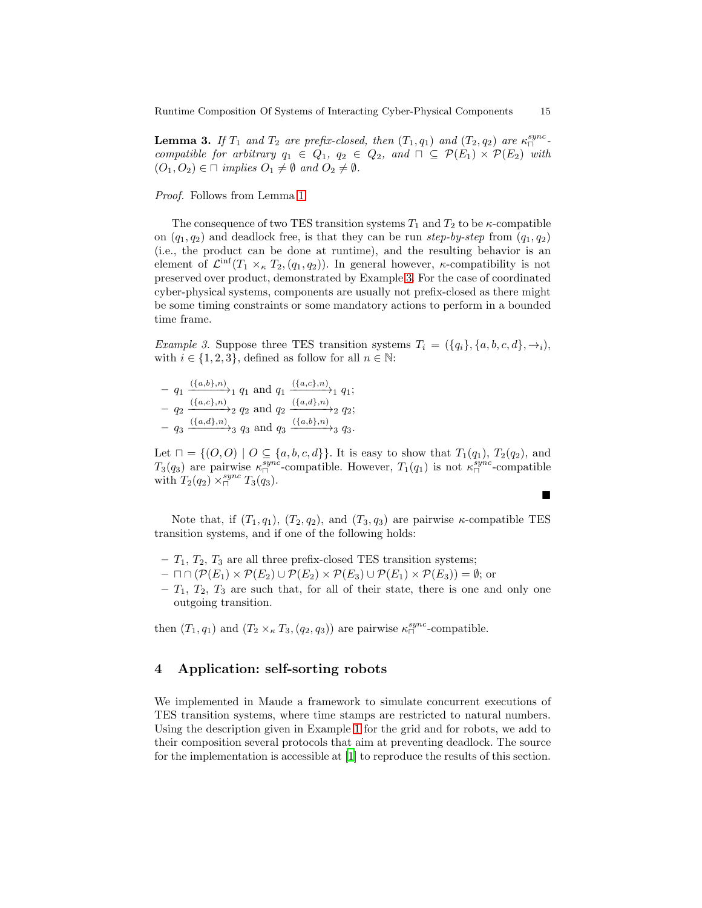**Lemma 3.** *If $T_1$ and $T_2$ are prefix-closed, then $(T_1, q_1)$ and $(T_2, q_2)$ are $\kappa_{\sqcap}^{sync}$-compatible for arbitrary $q_1 \in Q_1$, $q_2 \in Q_2$, and $\sqcap \subseteq \mathcal{P}(E_1) \times \mathcal{P}(E_2)$ with $(O_1, O_2) \in \sqcap$ implies $O_1 \neq \emptyset$ and $O_2 \neq \emptyset$.*

*Proof.* Follows from Lemma 1.

The consequence of two TES transition systems $T_1$ and $T_2$ to be $\kappa$-compatible on $(q_1, q_2)$ and deadlock free, is that they can be run *step-by-step* from $(q_1, q_2)$ (i.e., the product can be done at runtime), and the resulting behavior is an element of $\mathcal{L}^{\inf}(T_1 \times_\kappa T_2, (q_1, q_2))$. In general however, $\kappa$-compatibility is not preserved over product, demonstrated by Example 3. For the case of coordinated cyber-physical systems, components are usually not prefix-closed as there might be some timing constraints or some mandatory actions to perform in a bounded time frame.

*Example 3.* Suppose three TES transition systems $T_i = (\{q_i\}, \{a, b, c, d\}, \rightarrow_i)$, with $i \in \{1, 2, 3\}$, defined as follow for all $n \in \mathbb{N}$:

- $q_1 \xrightarrow{(\{a,b\},n)}_1 q_1$ and $q_1 \xrightarrow{(\{a,c\},n)}_1 q_1$;
- $q_2 \xrightarrow{(\{a,c\},n)}_2 q_2$ and $q_2 \xrightarrow{(\{a,d\},n)}_2 q_2$;
- $q_3 \xrightarrow{(\{a,d\},n)}_3 q_3$ and $q_3 \xrightarrow{(\{a,b\},n)}_3 q_3$.

Let $\sqcap = \{(O, O) \mid O \subseteq \{a, b, c, d\}\}$. It is easy to show that $T_1(q_1)$, $T_2(q_2)$, and $T_3(q_3)$ are pairwise $\kappa_{\sqcap}^{sync}$-compatible. However, $T_1(q_1)$ is not $\kappa_{\sqcap}^{sync}$-compatible with $T_2(q_2) \times_{\sqcap}^{sync} T_3(q_3)$.

■

Note that, if $(T_1, q_1)$, $(T_2, q_2)$, and $(T_3, q_3)$ are pairwise $\kappa$-compatible TES transition systems, and if one of the following holds:

- $T_1$, $T_2$, $T_3$ are all three prefix-closed TES transition systems;
- $\sqcap \cap (\mathcal{P}(E_1) \times \mathcal{P}(E_2) \cup \mathcal{P}(E_2) \times \mathcal{P}(E_3) \cup \mathcal{P}(E_1) \times \mathcal{P}(E_3)) = \emptyset$; or
- $T_1$, $T_2$, $T_3$ are such that, for all of their state, there is one and only one outgoing transition.

then $(T_1, q_1)$ and $(T_2 \times_\kappa T_3, (q_2, q_3))$ are pairwise $\kappa_{\sqcap}^{sync}$-compatible.

## 4 Application: self-sorting robots

We implemented in Maude a framework to simulate concurrent executions of TES transition systems, where time stamps are restricted to natural numbers. Using the description given in Example 1 for the grid and for robots, we add to their composition several protocols that aim at preventing deadlock. The source for the implementation is accessible at [1] to reproduce the results of this section.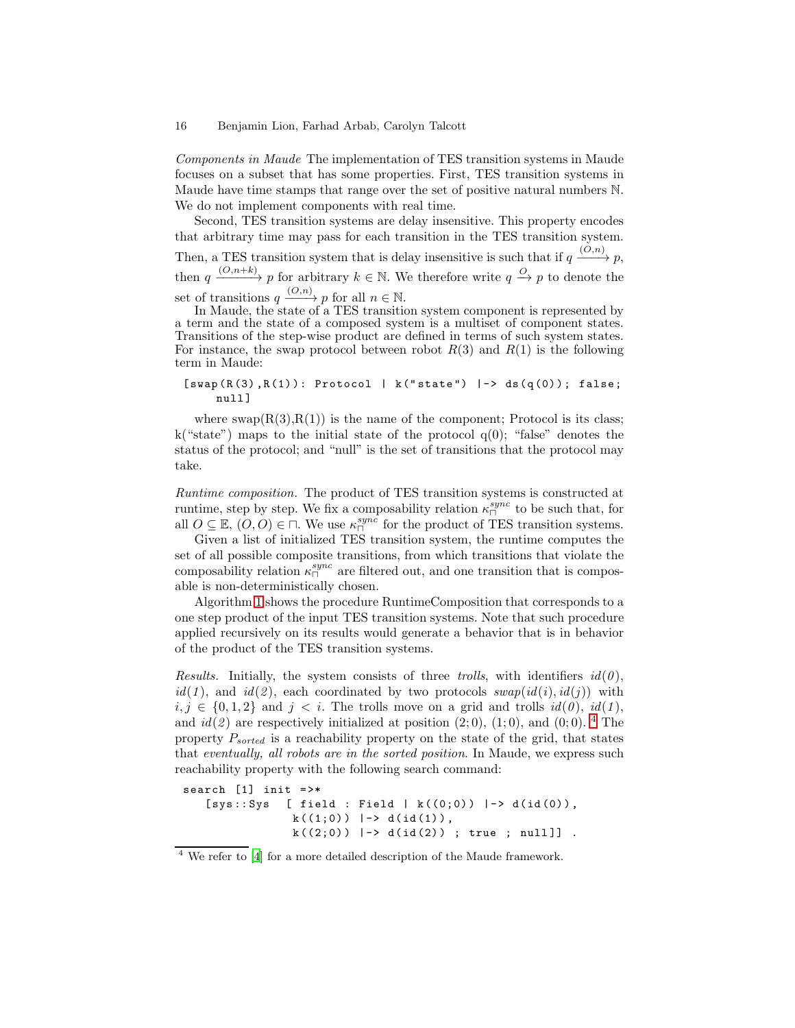*Components in Maude* The implementation of TES transition systems in Maude focuses on a subset that has some properties. First, TES transition systems in Maude have time stamps that range over the set of positive natural numbers $\mathbb{N}$. We do not implement components with real time.

Second, TES transition systems are delay insensitive. This property encodes that arbitrary time may pass for each transition in the TES transition system. Then, a TES transition system that is delay insensitive is such that if $q \xrightarrow{(O,n)} p$, then $q \xrightarrow{(O,n+k)} p$ for arbitrary $k \in \mathbb{N}$. We therefore write $q \xrightarrow{O} p$ to denote the set of transitions $q \xrightarrow{(O,n)} p$ for all $n \in \mathbb{N}$.

In Maude, the state of a TES transition system component is represented by a term and the state of a composed system is a multiset of component states. Transitions of the step-wise product are defined in terms of such system states. For instance, the swap protocol between robot $R(3)$ and $R(1)$ is the following term in Maude:

```
[swap(R(3),R(1)): Protocol | k("state") |-> ds(q(0)); false;
    null]
```

where swap(R(3),R(1)) is the name of the component; Protocol is its class; k("state") maps to the initial state of the protocol q(0); "false" denotes the status of the protocol; and "null" is the set of transitions that the protocol may take.

*Runtime composition.* The product of TES transition systems is constructed at runtime, step by step. We fix a composability relation $\kappa_{\sqcap}^{sync}$ to be such that, for all $O \subseteq \mathbb{E}$, $(O, O) \in \sqcap$. We use $\kappa_{\sqcap}^{sync}$ for the product of TES transition systems.

Given a list of initialized TES transition system, the runtime computes the set of all possible composite transitions, from which transitions that violate the composability relation $\kappa_{\sqcap}^{sync}$ are filtered out, and one transition that is composable is non-deterministically chosen.

Algorithm 1 shows the procedure RuntimeComposition that corresponds to a one step product of the input TES transition systems. Note that such procedure applied recursively on its results would generate a behavior that is in behavior of the product of the TES transition systems.

*Results.* Initially, the system consists of three *trolls*, with identifiers *id(0)*, *id(1)*, and *id(2)*, each coordinated by two protocols $swap(id(i), id(j))$ with $i, j \in \{0, 1, 2\}$ and $j < i$. The trolls move on a grid and trolls *id(0)*, *id(1)*, and *id(2)* are respectively initialized at position (2; 0), (1; 0), and (0; 0). [4] The property $P_{sorted}$ is a reachability property on the state of the grid, that states that *eventually, all robots are in the sorted position*. In Maude, we express such reachability property with the following search command:

```
search [1] init =>*
   [sys::Sys  [ field : Field | k((0;0)) |-> d(id(0)),
              k((1;0)) |-> d(id(1)),
              k((2;0)) |-> d(id(2)) ; true ; null]] .
```

[4] We refer to [4] for a more detailed description of the Maude framework.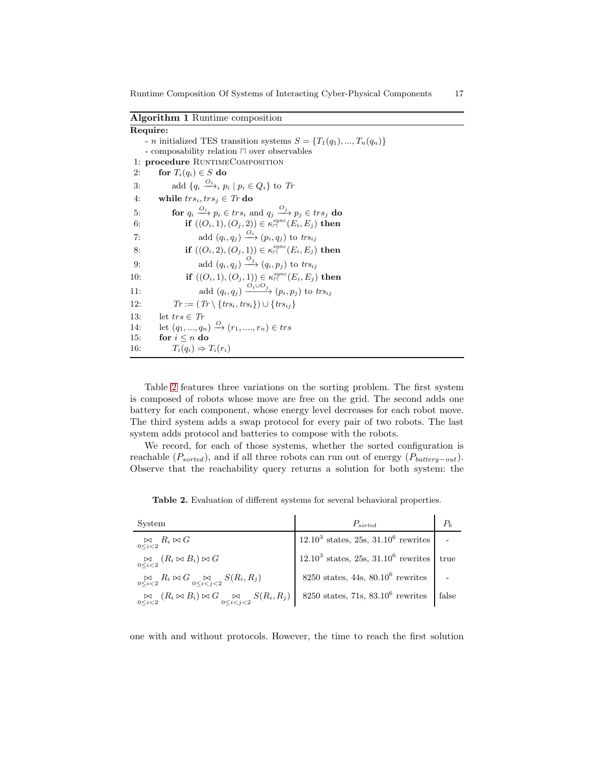**Algorithm 1** Runtime composition

```
Require:
    - n initialized TES transition systems S = {T_1(q_1), ..., T_n(q_n)}
    - composability relation ⊓ over observables
 1: procedure RuntimeComposition
 2:     for T_i(q_i) ∈ S do
 3:         add {q_i --O_i-->_i p_i | p_i ∈ Q_i} to Tr
 4:     while trs_i, trs_j ∈ Tr do
 5:         for q_i --O_i--> p_i ∈ trs_i and q_j --O_j--> p_j ∈ trs_j do
 6:             if ((O_i, 1), (O_j, 2)) ∈ κ^sync_⊓(E_i, E_j) then
 7:                 add (q_i, q_j) --O_i--> (p_i, q_j) to trs_ij
 8:             if ((O_i, 2), (O_j, 1)) ∈ κ^sync_⊓(E_i, E_j) then
 9:                 add (q_i, q_j) --O_j--> (q_i, p_j) to trs_ij
10:             if ((O_i, 1), (O_j, 1)) ∈ κ^sync_⊓(E_i, E_j) then
11:                 add (q_i, q_j) --O_i ∪ O_j--> (p_i, p_j) to trs_ij
12:         Tr := (Tr \ {trs_i, trs_i}) ∪ {trs_ij}
13:     let trs ∈ Tr
14:     let (q_1, ..., q_n) --O--> (r_1, ...., r_n) ∈ trs
15:     for i ≤ n do
16:         T_i(q_i) ⇒ T_i(r_i)
```

Table 2 features three variations on the sorting problem. The first system is composed of robots whose move are free on the grid. The second adds one battery for each component, whose energy level decreases for each robot move. The third system adds a swap protocol for every pair of two robots. The last system adds protocol and batteries to compose with the robots.

We record, for each of those systems, whether the sorted configuration is reachable ($P_{sorted}$), and if all three robots can run out of energy ($P_{battery-out}$). Observe that the reachability query returns a solution for both system: the one with and without protocols. However, the time to reach the first solution

**Table 2.** Evaluation of different systems for several behavioral properties.

| System | $P_{sorted}$ | $P_b$ |
|---|---|---|
| $\bowtie_{0\leq i<2} R_i \bowtie G$ | $12.10^3$ states, 25s, $31.10^6$ rewrites | - |
| $\bowtie_{0\leq i<2} (R_i \bowtie B_i) \bowtie G$ | $12.10^3$ states, 25s, $31.10^6$ rewrites | true |
| $\bowtie_{0\leq i<2} R_i \bowtie G \bowtie_{0\leq i<j<2} S(R_i, R_j)$ | 8250 states, 44s, $80.10^6$ rewrites | - |
| $\bowtie_{0\leq i<2} (R_i \bowtie B_i) \bowtie G \bowtie_{0\leq i<j<2} S(R_i, R_j)$ | 8250 states, 71s, $83.10^6$ rewrites | false |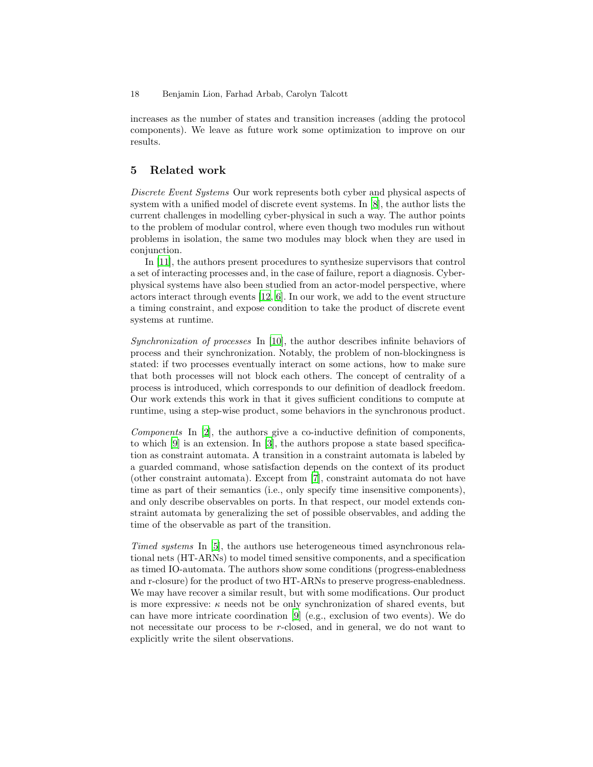increases as the number of states and transition increases (adding the protocol components). We leave as future work some optimization to improve on our results.

## 5 Related work

*Discrete Event Systems* Our work represents both cyber and physical aspects of system with a unified model of discrete event systems. In [8], the author lists the current challenges in modelling cyber-physical in such a way. The author points to the problem of modular control, where even though two modules run without problems in isolation, the same two modules may block when they are used in conjunction.

In [11], the authors present procedures to synthesize supervisors that control a set of interacting processes and, in the case of failure, report a diagnosis. Cyber-physical systems have also been studied from an actor-model perspective, where actors interact through events [12, 6]. In our work, we add to the event structure a timing constraint, and expose condition to take the product of discrete event systems at runtime.

*Synchronization of processes* In [10], the author describes infinite behaviors of process and their synchronization. Notably, the problem of non-blockingness is stated: if two processes eventually interact on some actions, how to make sure that both processes will not block each others. The concept of centrality of a process is introduced, which corresponds to our definition of deadlock freedom. Our work extends this work in that it gives sufficient conditions to compute at runtime, using a step-wise product, some behaviors in the synchronous product.

*Components* In [2], the authors give a co-inductive definition of components, to which [9] is an extension. In [3], the authors propose a state based specification as constraint automata. A transition in a constraint automata is labeled by a guarded command, whose satisfaction depends on the context of its product (other constraint automata). Except from [7], constraint automata do not have time as part of their semantics (i.e., only specify time insensitive components), and only describe observables on ports. In that respect, our model extends constraint automata by generalizing the set of possible observables, and adding the time of the observable as part of the transition.

*Timed systems* In [5], the authors use heterogeneous timed asynchronous relational nets (HT-ARNs) to model timed sensitive components, and a specification as timed IO-automata. The authors show some conditions (progress-enabledness and r-closure) for the product of two HT-ARNs to preserve progress-enabledness. We may have recover a similar result, but with some modifications. Our product is more expressive: $\kappa$ needs not be only synchronization of shared events, but can have more intricate coordination [9] (e.g., exclusion of two events). We do not necessitate our process to be $r$-closed, and in general, we do not want to explicitly write the silent observations.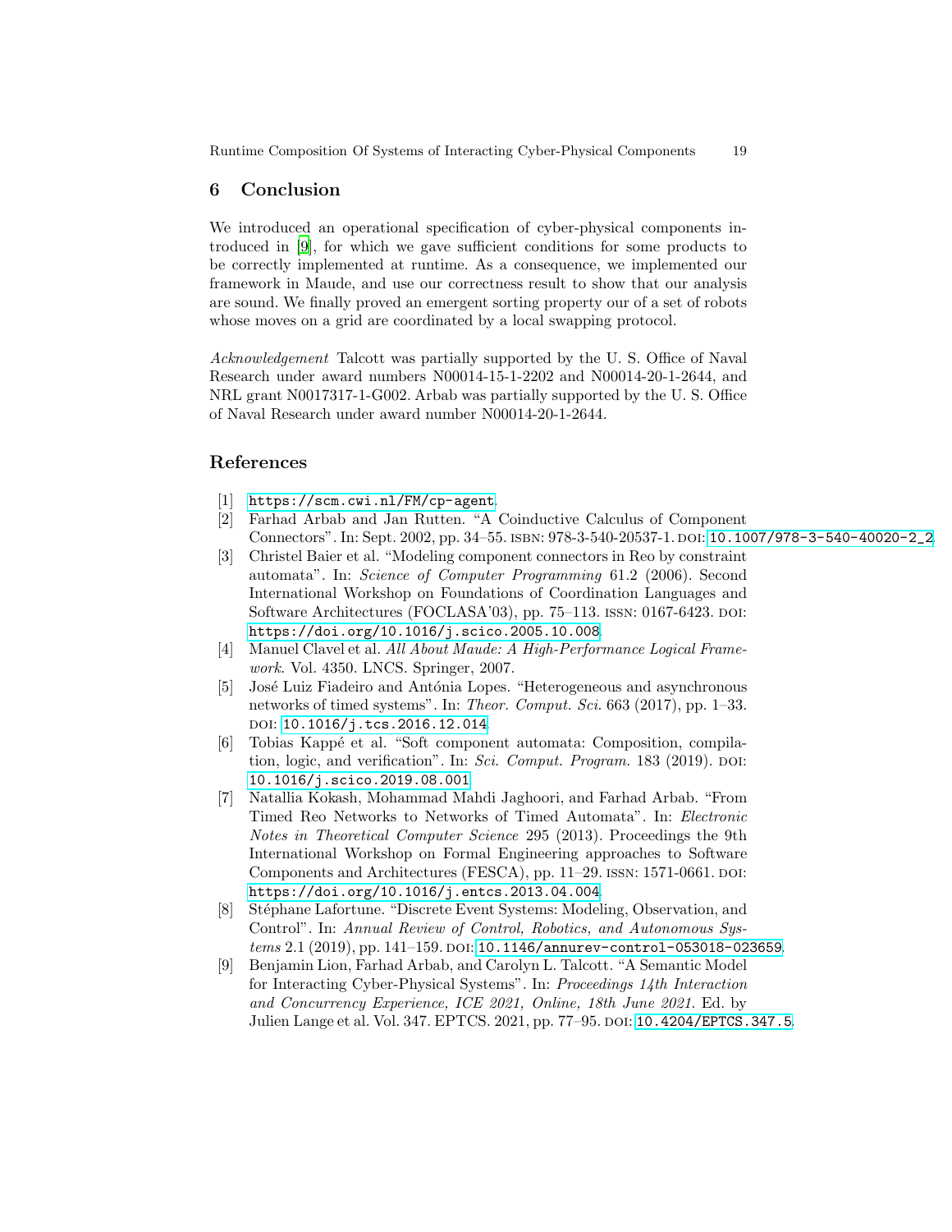## 6 Conclusion

We introduced an operational specification of cyber-physical components introduced in [9], for which we gave sufficient conditions for some products to be correctly implemented at runtime. As a consequence, we implemented our framework in Maude, and use our correctness result to show that our analysis are sound. We finally proved an emergent sorting property our of a set of robots whose moves on a grid are coordinated by a local swapping protocol.

*Acknowledgement* Talcott was partially supported by the U. S. Office of Naval Research under award numbers N00014-15-1-2202 and N00014-20-1-2644, and NRL grant N0017317-1-G002. Arbab was partially supported by the U. S. Office of Naval Research under award number N00014-20-1-2644.

## References

[1] `https://scm.cwi.nl/FM/cp-agent`.

[2] Farhad Arbab and Jan Rutten. "A Coinductive Calculus of Component Connectors". In: Sept. 2002, pp. 34–55. ISBN: 978-3-540-20537-1. DOI: `10.1007/978-3-540-40020-2_2`.

[3] Christel Baier et al. "Modeling component connectors in Reo by constraint automata". In: *Science of Computer Programming* 61.2 (2006). Second International Workshop on Foundations of Coordination Languages and Software Architectures (FOCLASA'03), pp. 75–113. ISSN: 0167-6423. DOI: `https://doi.org/10.1016/j.scico.2005.10.008`.

[4] Manuel Clavel et al. *All About Maude: A High-Performance Logical Framework*. Vol. 4350. LNCS. Springer, 2007.

[5] José Luiz Fiadeiro and Antónia Lopes. "Heterogeneous and asynchronous networks of timed systems". In: *Theor. Comput. Sci.* 663 (2017), pp. 1–33. DOI: `10.1016/j.tcs.2016.12.014`.

[6] Tobias Kappé et al. "Soft component automata: Composition, compilation, logic, and verification". In: *Sci. Comput. Program.* 183 (2019). DOI: `10.1016/j.scico.2019.08.001`.

[7] Natallia Kokash, Mohammad Mahdi Jaghoori, and Farhad Arbab. "From Timed Reo Networks to Networks of Timed Automata". In: *Electronic Notes in Theoretical Computer Science* 295 (2013). Proceedings the 9th International Workshop on Formal Engineering approaches to Software Components and Architectures (FESCA), pp. 11–29. ISSN: 1571-0661. DOI: `https://doi.org/10.1016/j.entcs.2013.04.004`.

[8] Stéphane Lafortune. "Discrete Event Systems: Modeling, Observation, and Control". In: *Annual Review of Control, Robotics, and Autonomous Systems* 2.1 (2019), pp. 141–159. DOI: `10.1146/annurev-control-053018-023659`.

[9] Benjamin Lion, Farhad Arbab, and Carolyn L. Talcott. "A Semantic Model for Interacting Cyber-Physical Systems". In: *Proceedings 14th Interaction and Concurrency Experience, ICE 2021, Online, 18th June 2021*. Ed. by Julien Lange et al. Vol. 347. EPTCS. 2021, pp. 77–95. DOI: `10.4204/EPTCS.347.5`.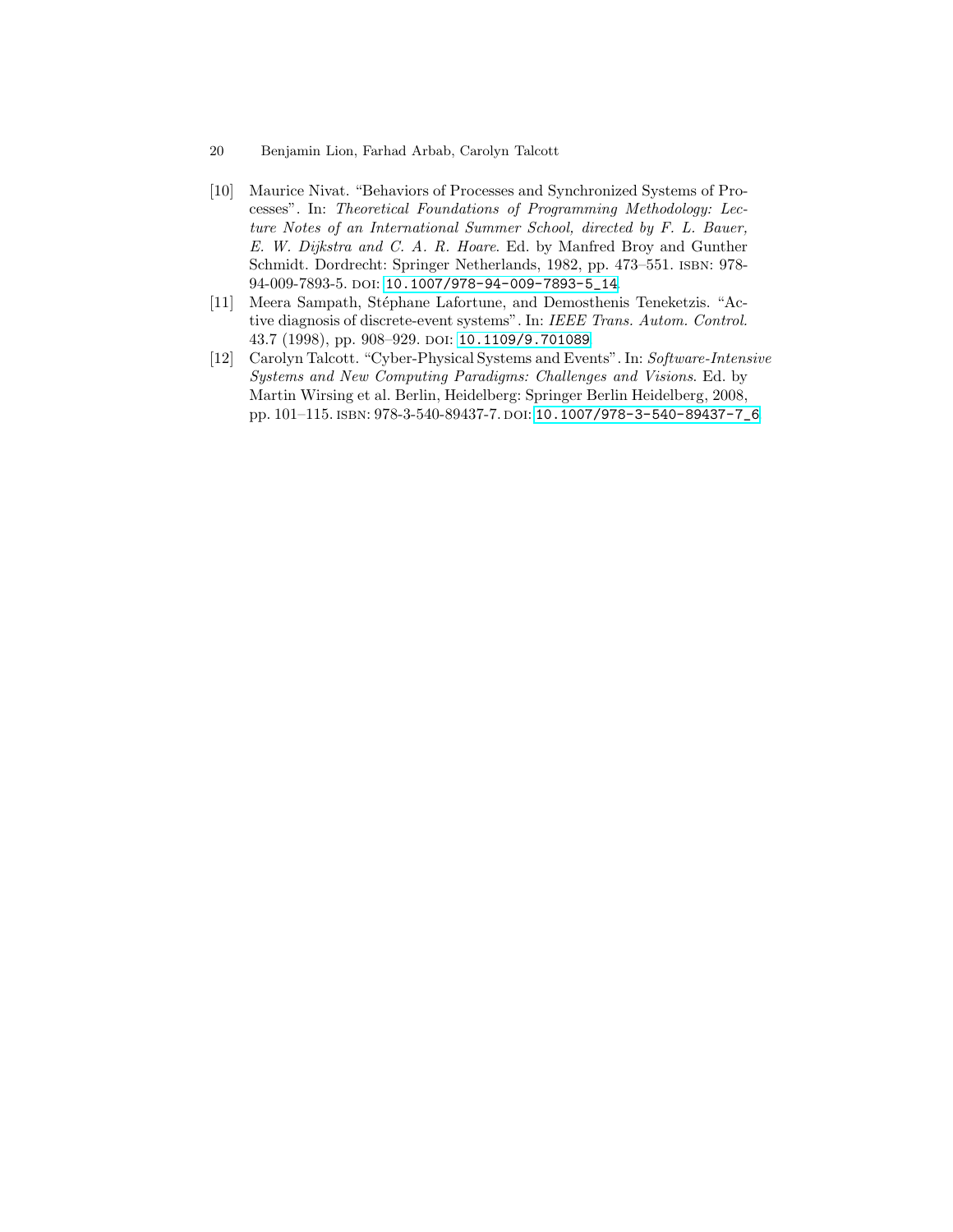[10] Maurice Nivat. "Behaviors of Processes and Synchronized Systems of Processes". In: *Theoretical Foundations of Programming Methodology: Lecture Notes of an International Summer School, directed by F. L. Bauer, E. W. Dijkstra and C. A. R. Hoare*. Ed. by Manfred Broy and Gunther Schmidt. Dordrecht: Springer Netherlands, 1982, pp. 473–551. ISBN: 978-94-009-7893-5. DOI: 10.1007/978-94-009-7893-5_14.

[11] Meera Sampath, Stéphane Lafortune, and Demosthenis Teneketzis. "Active diagnosis of discrete-event systems". In: *IEEE Trans. Autom. Control.* 43.7 (1998), pp. 908–929. DOI: 10.1109/9.701089.

[12] Carolyn Talcott. "Cyber-Physical Systems and Events". In: *Software-Intensive Systems and New Computing Paradigms: Challenges and Visions*. Ed. by Martin Wirsing et al. Berlin, Heidelberg: Springer Berlin Heidelberg, 2008, pp. 101–115. ISBN: 978-3-540-89437-7. DOI: 10.1007/978-3-540-89437-7_6.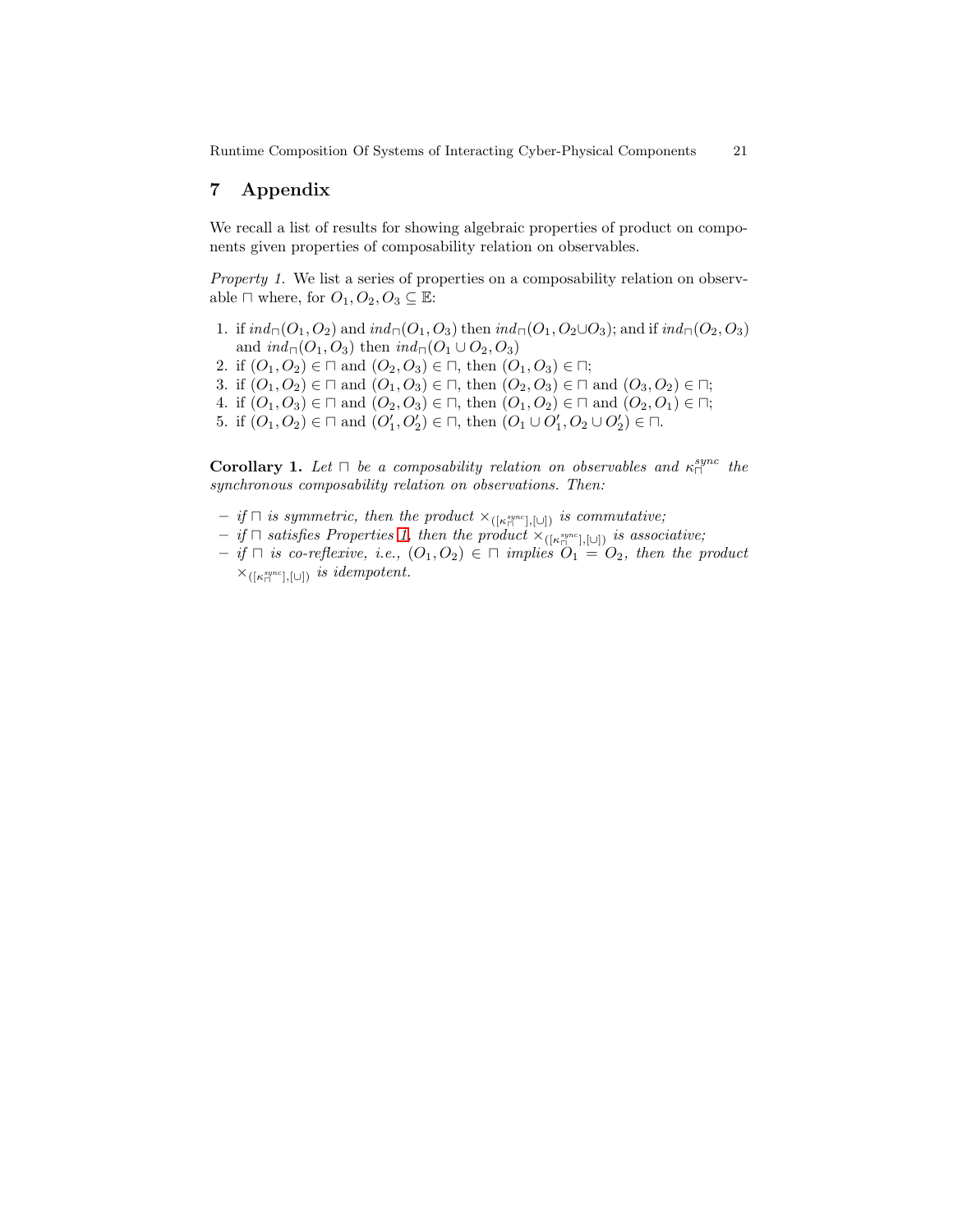## 7 Appendix

We recall a list of results for showing algebraic properties of product on components given properties of composability relation on observables.

*Property 1.* We list a series of properties on a composability relation on observable $\sqcap$ where, for $O_1, O_2, O_3 \subseteq \mathbb{E}$:

1. if $ind_\sqcap(O_1, O_2)$ and $ind_\sqcap(O_1, O_3)$ then $ind_\sqcap(O_1, O_2 \cup O_3)$; and if $ind_\sqcap(O_2, O_3)$ and $ind_\sqcap(O_1, O_3)$ then $ind_\sqcap(O_1 \cup O_2, O_3)$
2. if $(O_1, O_2) \in \sqcap$ and $(O_2, O_3) \in \sqcap$, then $(O_1, O_3) \in \sqcap$;
3. if $(O_1, O_2) \in \sqcap$ and $(O_1, O_3) \in \sqcap$, then $(O_2, O_3) \in \sqcap$ and $(O_3, O_2) \in \sqcap$;
4. if $(O_1, O_3) \in \sqcap$ and $(O_2, O_3) \in \sqcap$, then $(O_1, O_2) \in \sqcap$ and $(O_2, O_1) \in \sqcap$;
5. if $(O_1, O_2) \in \sqcap$ and $(O_1', O_2') \in \sqcap$, then $(O_1 \cup O_1', O_2 \cup O_2') \in \sqcap$.

**Corollary 1.** *Let $\sqcap$ be a composability relation on observables and $\kappa_\sqcap^{sync}$ the synchronous composability relation on observations. Then:*

- *if $\sqcap$ is symmetric, then the product $\times_{([\kappa_\sqcap^{sync}],[\cup])}$ is commutative;*
- *if $\sqcap$ satisfies Properties 1, then the product $\times_{([\kappa_\sqcap^{sync}],[\cup])}$ is associative;*
- *if $\sqcap$ is co-reflexive, i.e., $(O_1, O_2) \in \sqcap$ implies $O_1 = O_2$, then the product $\times_{([\kappa_\sqcap^{sync}],[\cup])}$ is idempotent.*